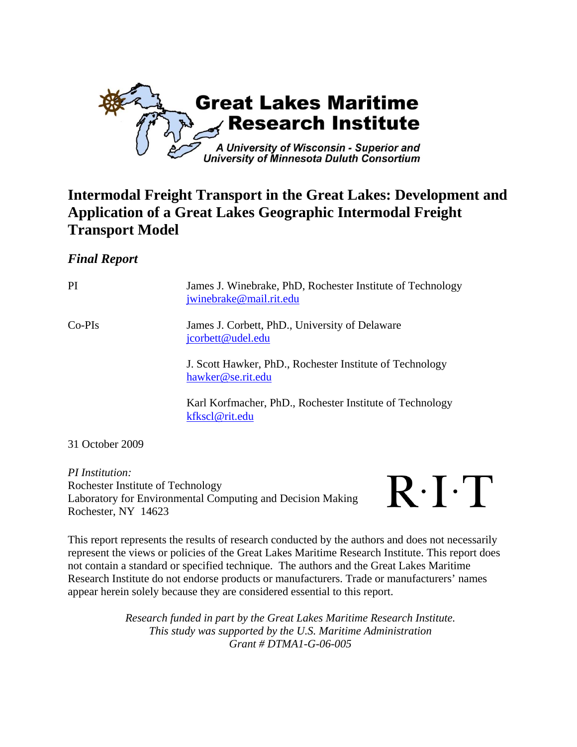**Great Lakes Maritime Research Institute**

*A University of Wisconsin - Superior and University of Minnesota Duluth Consortium*

# Intermodal Freight Transport in the Great Lakes: Development and Application of a Great Lakes Geographic Intermodal Freight Transport Model

## *Final Report*

| | |
|---|---|
| PI | James J. Winebrake, PhD, Rochester Institute of Technology<br>jwinebrake@mail.rit.edu |
| Co-PIs | James J. Corbett, PhD., University of Delaware<br>jcorbett@udel.edu |
| | J. Scott Hawker, PhD., Rochester Institute of Technology<br>hawker@se.rit.edu |
| | Karl Korfmacher, PhD., Rochester Institute of Technology<br>kfkscl@rit.edu |

31 October 2009

*PI Institution:*
Rochester Institute of Technology
Laboratory for Environmental Computing and Decision Making
Rochester, NY 14623

R·I·T

This report represents the results of research conducted by the authors and does not necessarily represent the views or policies of the Great Lakes Maritime Research Institute. This report does not contain a standard or specified technique. The authors and the Great Lakes Maritime Research Institute do not endorse products or manufacturers. Trade or manufacturers' names appear herein solely because they are considered essential to this report.

*Research funded in part by the Great Lakes Maritime Research Institute.*
*This study was supported by the U.S. Maritime Administration*
*Grant # DTMA1-G-06-005*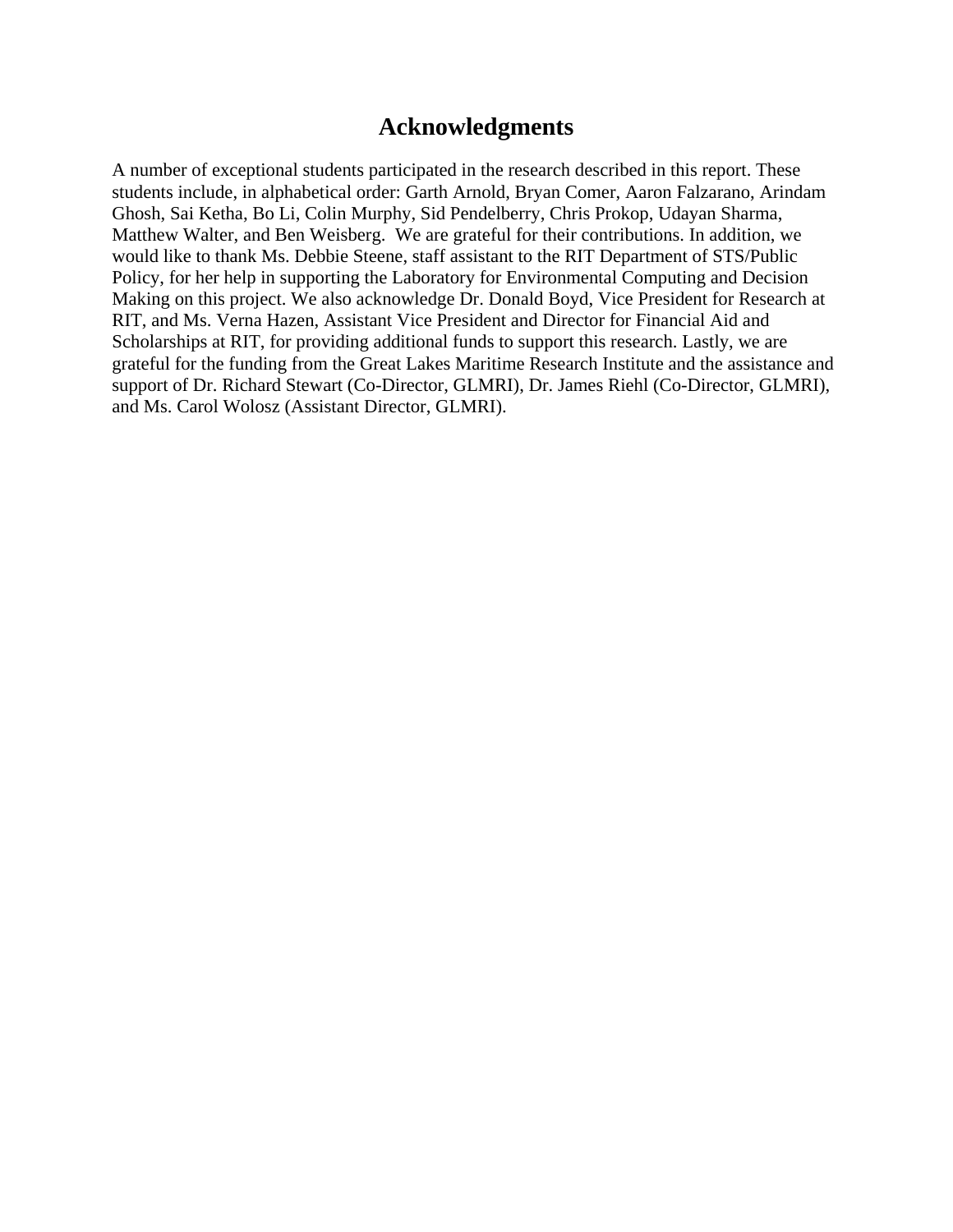# Acknowledgments

A number of exceptional students participated in the research described in this report. These students include, in alphabetical order: Garth Arnold, Bryan Comer, Aaron Falzarano, Arindam Ghosh, Sai Ketha, Bo Li, Colin Murphy, Sid Pendelberry, Chris Prokop, Udayan Sharma, Matthew Walter, and Ben Weisberg. We are grateful for their contributions. In addition, we would like to thank Ms. Debbie Steene, staff assistant to the RIT Department of STS/Public Policy, for her help in supporting the Laboratory for Environmental Computing and Decision Making on this project. We also acknowledge Dr. Donald Boyd, Vice President for Research at RIT, and Ms. Verna Hazen, Assistant Vice President and Director for Financial Aid and Scholarships at RIT, for providing additional funds to support this research. Lastly, we are grateful for the funding from the Great Lakes Maritime Research Institute and the assistance and support of Dr. Richard Stewart (Co-Director, GLMRI), Dr. James Riehl (Co-Director, GLMRI), and Ms. Carol Wolosz (Assistant Director, GLMRI).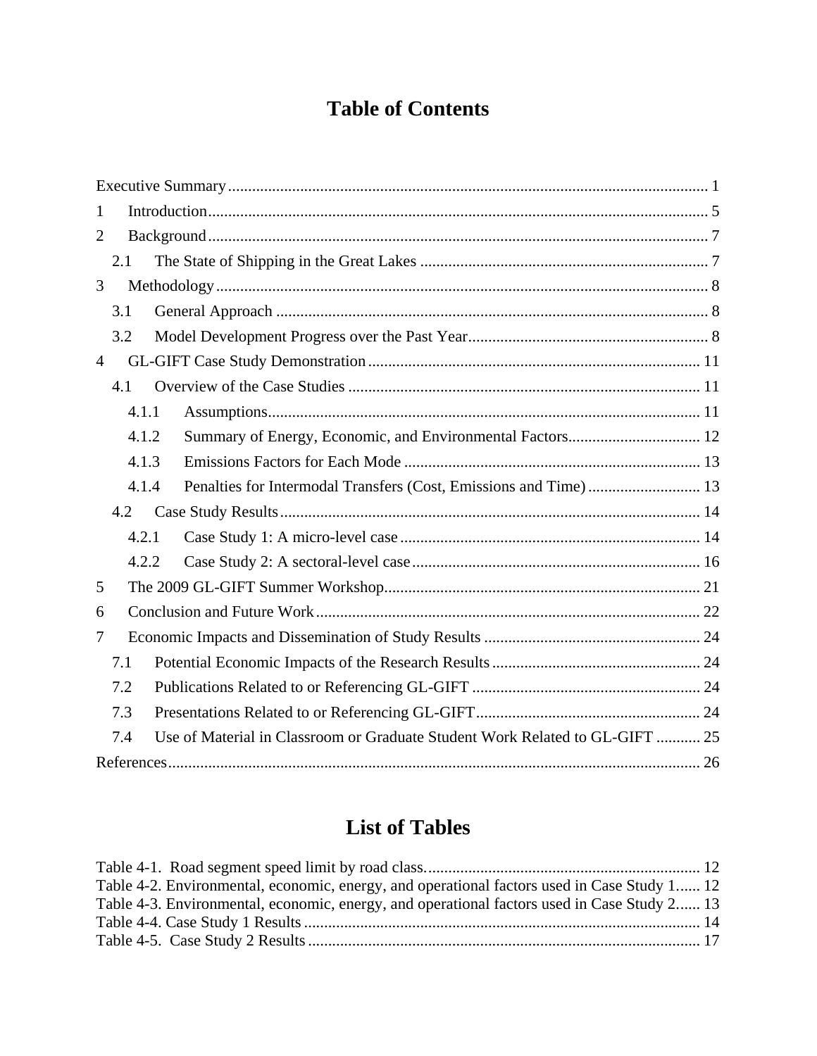# Table of Contents

Executive Summary ........................................................................................................ 1

1 Introduction ................................................................................................................ 5

2 Background ................................................................................................................ 7

  2.1 The State of Shipping in the Great Lakes ........................................................... 7

3 Methodology ............................................................................................................... 8

  3.1 General Approach ................................................................................................ 8

  3.2 Model Development Progress over the Past Year ............................................... 8

4 GL-GIFT Case Study Demonstration ....................................................................... 11

  4.1 Overview of the Case Studies ............................................................................ 11

    4.1.1 Assumptions ................................................................................................ 11

    4.1.2 Summary of Energy, Economic, and Environmental Factors ...................... 12

    4.1.3 Emissions Factors for Each Mode ............................................................... 13

    4.1.4 Penalties for Intermodal Transfers (Cost, Emissions and Time) ................ 13

  4.2 Case Study Results ............................................................................................. 14

    4.2.1 Case Study 1: A micro-level case ................................................................ 14

    4.2.2 Case Study 2: A sectoral-level case ............................................................. 16

5 The 2009 GL-GIFT Summer Workshop .................................................................... 21

6 Conclusion and Future Work ..................................................................................... 22

7 Economic Impacts and Dissemination of Study Results ........................................... 24

  7.1 Potential Economic Impacts of the Research Results ........................................ 24

  7.2 Publications Related to or Referencing GL-GIFT ............................................. 24

  7.3 Presentations Related to or Referencing GL-GIFT ............................................ 24

  7.4 Use of Material in Classroom or Graduate Student Work Related to GL-GIFT ........... 25

References ...................................................................................................................... 26

# List of Tables

Table 4-1. Road segment speed limit by road class ........................................................ 12

Table 4-2. Environmental, economic, energy, and operational factors used in Case Study 1 ...... 12

Table 4-3. Environmental, economic, energy, and operational factors used in Case Study 2 ...... 13

Table 4-4. Case Study 1 Results ....................................................................................... 14

Table 4-5. Case Study 2 Results ....................................................................................... 17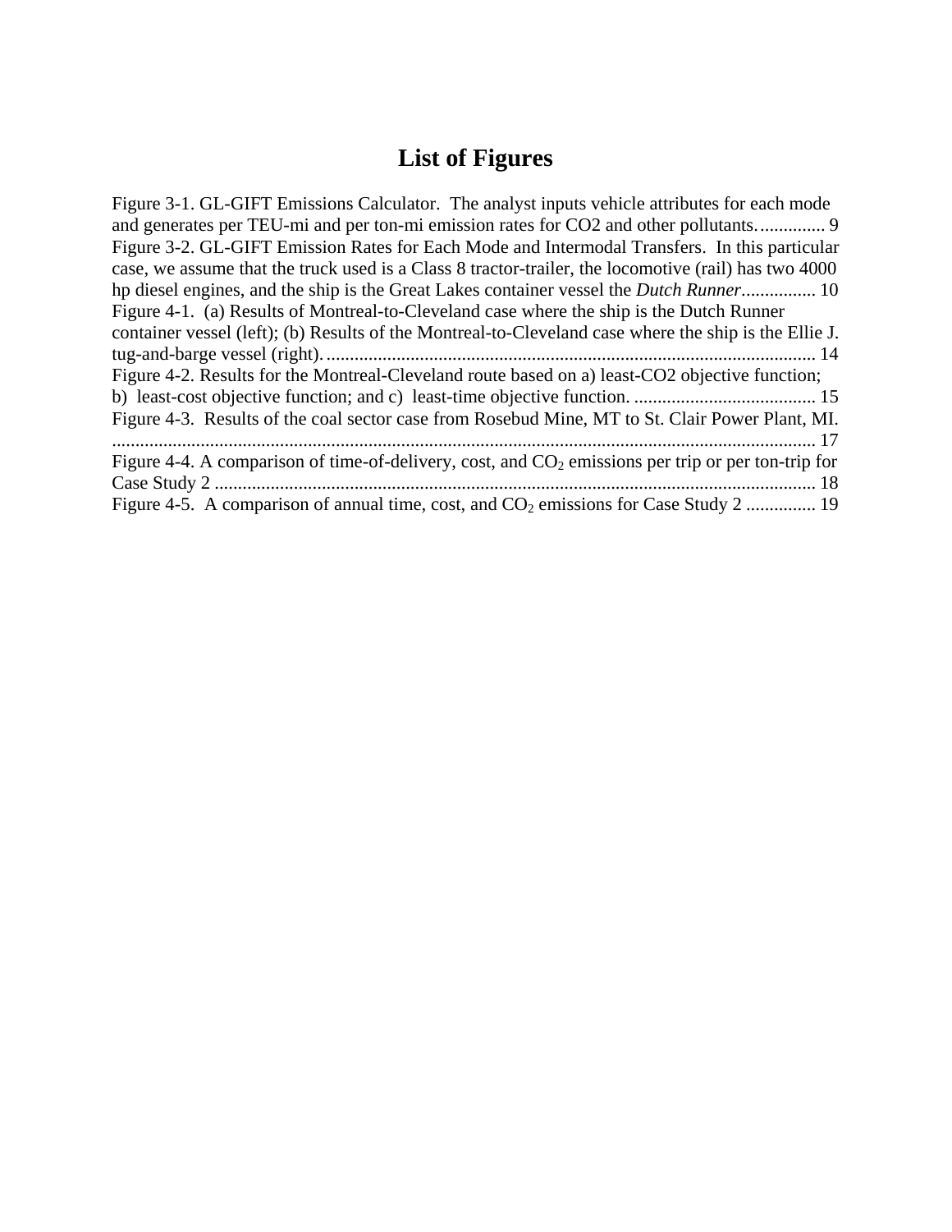# List of Figures

Figure 3-1. GL-GIFT Emissions Calculator. The analyst inputs vehicle attributes for each mode and generates per TEU-mi and per ton-mi emission rates for CO2 and other pollutants. .............. 9

Figure 3-2. GL-GIFT Emission Rates for Each Mode and Intermodal Transfers. In this particular case, we assume that the truck used is a Class 8 tractor-trailer, the locomotive (rail) has two 4000 hp diesel engines, and the ship is the Great Lakes container vessel the *Dutch Runner*................ 10

Figure 4-1. (a) Results of Montreal-to-Cleveland case where the ship is the Dutch Runner container vessel (left); (b) Results of the Montreal-to-Cleveland case where the ship is the Ellie J. tug-and-barge vessel (right). ........................................................................................................ 14

Figure 4-2. Results for the Montreal-Cleveland route based on a) least-CO2 objective function; b) least-cost objective function; and c) least-time objective function. ....................................... 15

Figure 4-3. Results of the coal sector case from Rosebud Mine, MT to St. Clair Power Plant, MI. ........................................................................................................................................... 17

Figure 4-4. A comparison of time-of-delivery, cost, and $CO_2$ emissions per trip or per ton-trip for Case Study 2 ................................................................................................................................. 18

Figure 4-5. A comparison of annual time, cost, and $CO_2$ emissions for Case Study 2 ............... 19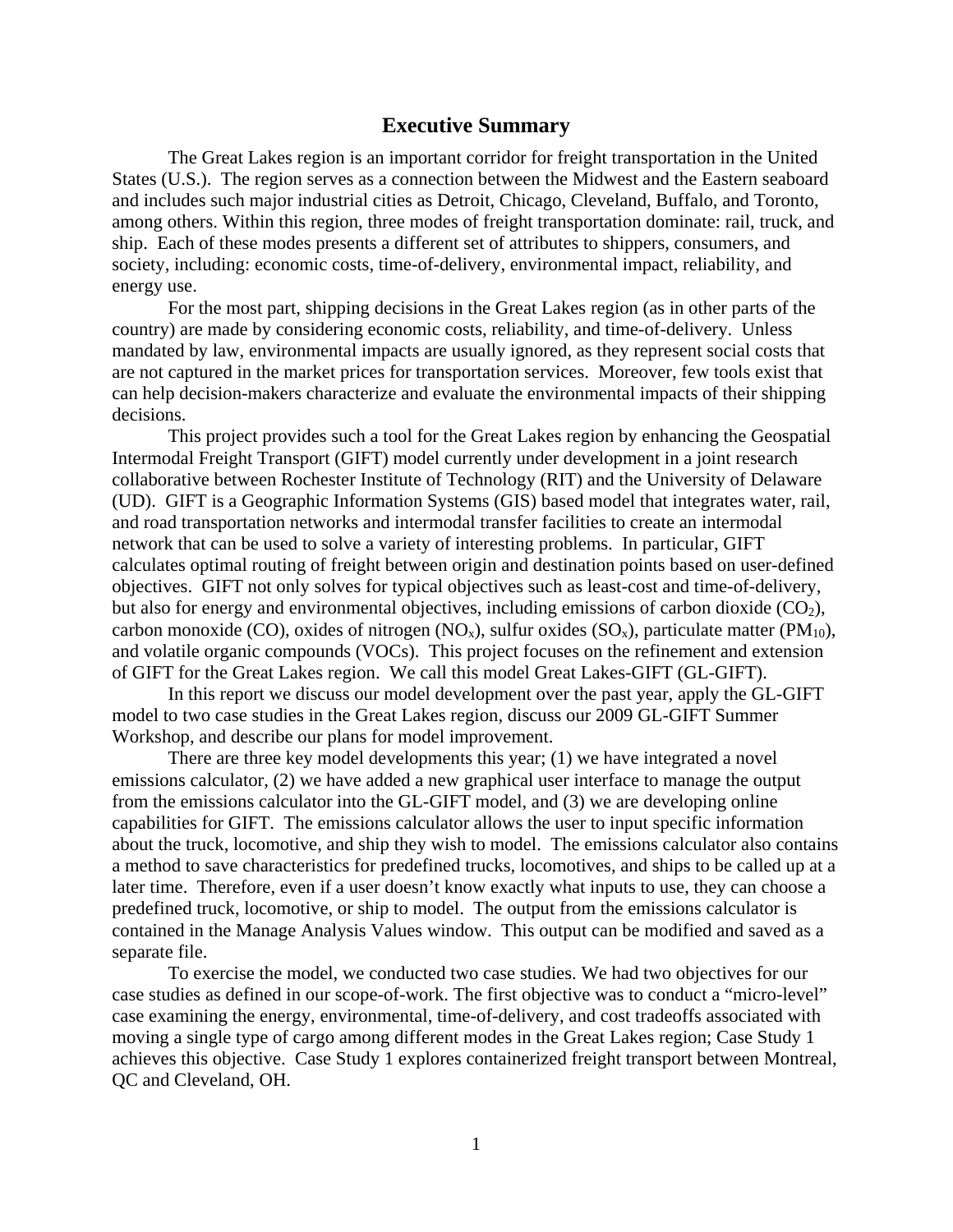## Executive Summary

The Great Lakes region is an important corridor for freight transportation in the United States (U.S.). The region serves as a connection between the Midwest and the Eastern seaboard and includes such major industrial cities as Detroit, Chicago, Cleveland, Buffalo, and Toronto, among others. Within this region, three modes of freight transportation dominate: rail, truck, and ship. Each of these modes presents a different set of attributes to shippers, consumers, and society, including: economic costs, time-of-delivery, environmental impact, reliability, and energy use.

For the most part, shipping decisions in the Great Lakes region (as in other parts of the country) are made by considering economic costs, reliability, and time-of-delivery. Unless mandated by law, environmental impacts are usually ignored, as they represent social costs that are not captured in the market prices for transportation services. Moreover, few tools exist that can help decision-makers characterize and evaluate the environmental impacts of their shipping decisions.

This project provides such a tool for the Great Lakes region by enhancing the Geospatial Intermodal Freight Transport (GIFT) model currently under development in a joint research collaborative between Rochester Institute of Technology (RIT) and the University of Delaware (UD). GIFT is a Geographic Information Systems (GIS) based model that integrates water, rail, and road transportation networks and intermodal transfer facilities to create an intermodal network that can be used to solve a variety of interesting problems. In particular, GIFT calculates optimal routing of freight between origin and destination points based on user-defined objectives. GIFT not only solves for typical objectives such as least-cost and time-of-delivery, but also for energy and environmental objectives, including emissions of carbon dioxide ($CO_2$), carbon monoxide (CO), oxides of nitrogen ($NO_x$), sulfur oxides ($SO_x$), particulate matter ($PM_{10}$), and volatile organic compounds (VOCs). This project focuses on the refinement and extension of GIFT for the Great Lakes region. We call this model Great Lakes-GIFT (GL-GIFT).

In this report we discuss our model development over the past year, apply the GL-GIFT model to two case studies in the Great Lakes region, discuss our 2009 GL-GIFT Summer Workshop, and describe our plans for model improvement.

There are three key model developments this year; (1) we have integrated a novel emissions calculator, (2) we have added a new graphical user interface to manage the output from the emissions calculator into the GL-GIFT model, and (3) we are developing online capabilities for GIFT. The emissions calculator allows the user to input specific information about the truck, locomotive, and ship they wish to model. The emissions calculator also contains a method to save characteristics for predefined trucks, locomotives, and ships to be called up at a later time. Therefore, even if a user doesn't know exactly what inputs to use, they can choose a predefined truck, locomotive, or ship to model. The output from the emissions calculator is contained in the Manage Analysis Values window. This output can be modified and saved as a separate file.

To exercise the model, we conducted two case studies. We had two objectives for our case studies as defined in our scope-of-work. The first objective was to conduct a "micro-level" case examining the energy, environmental, time-of-delivery, and cost tradeoffs associated with moving a single type of cargo among different modes in the Great Lakes region; Case Study 1 achieves this objective. Case Study 1 explores containerized freight transport between Montreal, QC and Cleveland, OH.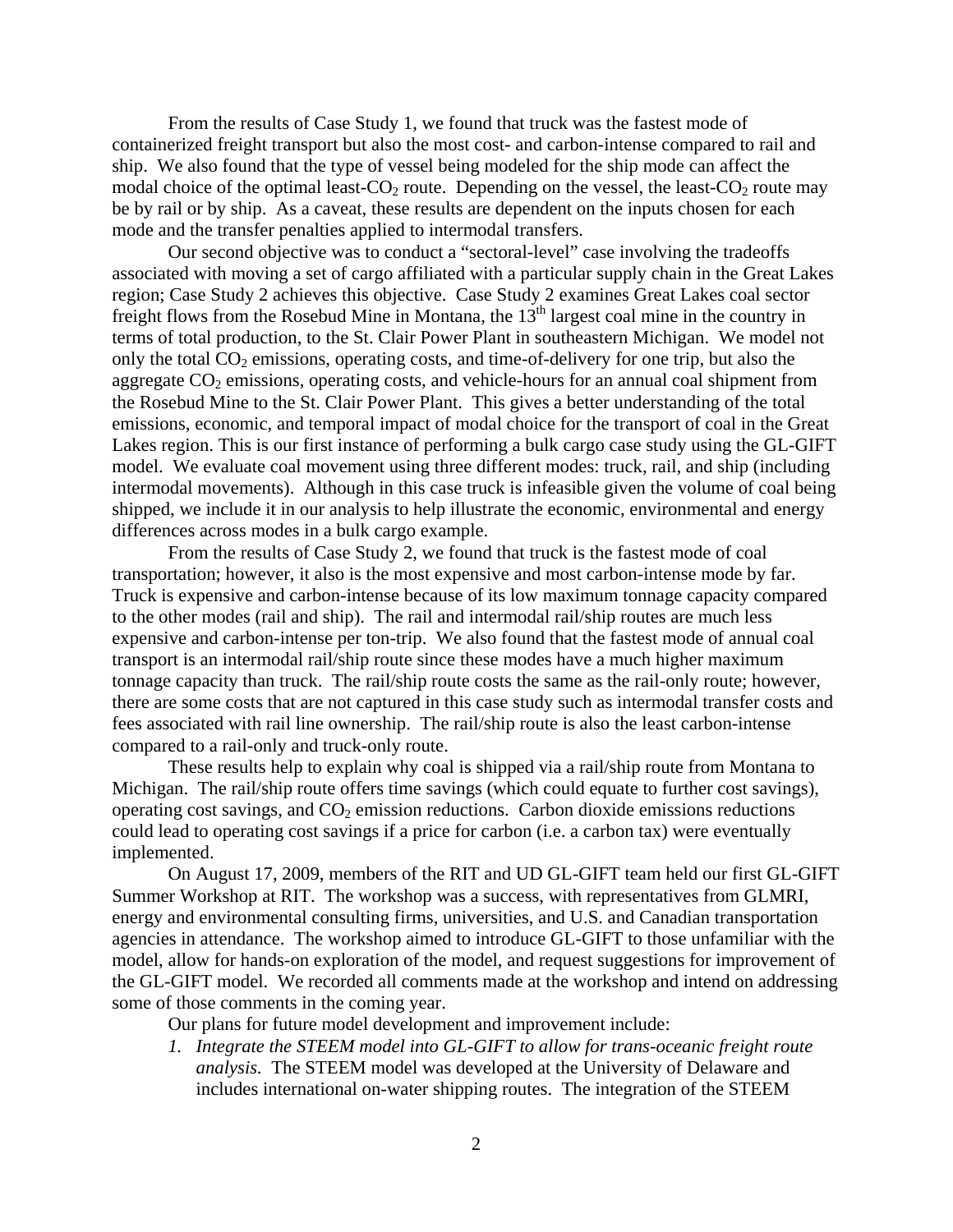From the results of Case Study 1, we found that truck was the fastest mode of containerized freight transport but also the most cost- and carbon-intense compared to rail and ship. We also found that the type of vessel being modeled for the ship mode can affect the modal choice of the optimal least-$CO_2$ route. Depending on the vessel, the least-$CO_2$ route may be by rail or by ship. As a caveat, these results are dependent on the inputs chosen for each mode and the transfer penalties applied to intermodal transfers.

Our second objective was to conduct a "sectoral-level" case involving the tradeoffs associated with moving a set of cargo affiliated with a particular supply chain in the Great Lakes region; Case Study 2 achieves this objective. Case Study 2 examines Great Lakes coal sector freight flows from the Rosebud Mine in Montana, the 13$^{th}$ largest coal mine in the country in terms of total production, to the St. Clair Power Plant in southeastern Michigan. We model not only the total $CO_2$ emissions, operating costs, and time-of-delivery for one trip, but also the aggregate $CO_2$ emissions, operating costs, and vehicle-hours for an annual coal shipment from the Rosebud Mine to the St. Clair Power Plant. This gives a better understanding of the total emissions, economic, and temporal impact of modal choice for the transport of coal in the Great Lakes region. This is our first instance of performing a bulk cargo case study using the GL-GIFT model. We evaluate coal movement using three different modes: truck, rail, and ship (including intermodal movements). Although in this case truck is infeasible given the volume of coal being shipped, we include it in our analysis to help illustrate the economic, environmental and energy differences across modes in a bulk cargo example.

From the results of Case Study 2, we found that truck is the fastest mode of coal transportation; however, it also is the most expensive and most carbon-intense mode by far. Truck is expensive and carbon-intense because of its low maximum tonnage capacity compared to the other modes (rail and ship). The rail and intermodal rail/ship routes are much less expensive and carbon-intense per ton-trip. We also found that the fastest mode of annual coal transport is an intermodal rail/ship route since these modes have a much higher maximum tonnage capacity than truck. The rail/ship route costs the same as the rail-only route; however, there are some costs that are not captured in this case study such as intermodal transfer costs and fees associated with rail line ownership. The rail/ship route is also the least carbon-intense compared to a rail-only and truck-only route.

These results help to explain why coal is shipped via a rail/ship route from Montana to Michigan. The rail/ship route offers time savings (which could equate to further cost savings), operating cost savings, and $CO_2$ emission reductions. Carbon dioxide emissions reductions could lead to operating cost savings if a price for carbon (i.e. a carbon tax) were eventually implemented.

On August 17, 2009, members of the RIT and UD GL-GIFT team held our first GL-GIFT Summer Workshop at RIT. The workshop was a success, with representatives from GLMRI, energy and environmental consulting firms, universities, and U.S. and Canadian transportation agencies in attendance. The workshop aimed to introduce GL-GIFT to those unfamiliar with the model, allow for hands-on exploration of the model, and request suggestions for improvement of the GL-GIFT model. We recorded all comments made at the workshop and intend on addressing some of those comments in the coming year.

Our plans for future model development and improvement include:

1. *Integrate the STEEM model into GL-GIFT to allow for trans-oceanic freight route analysis.* The STEEM model was developed at the University of Delaware and includes international on-water shipping routes. The integration of the STEEM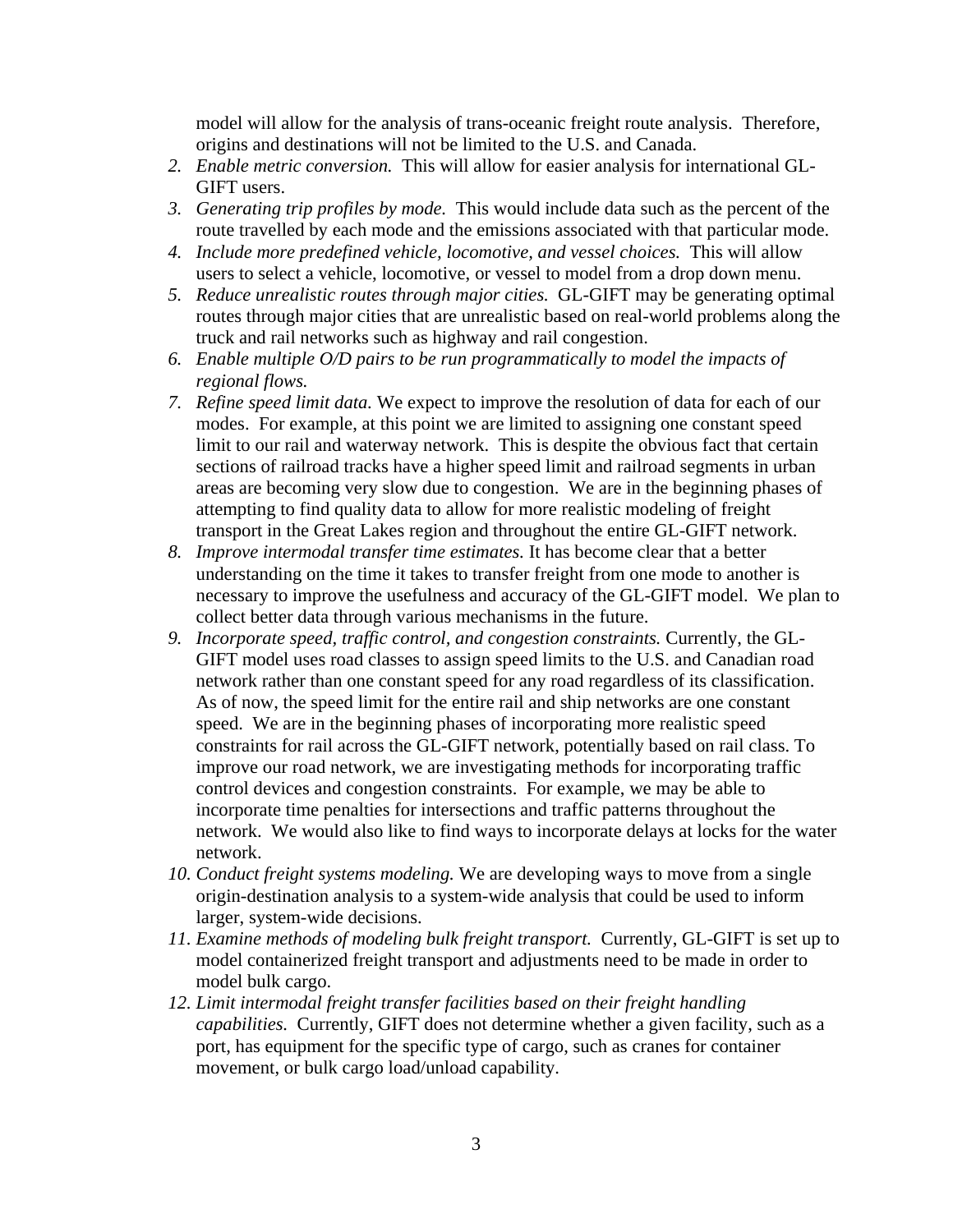model will allow for the analysis of trans-oceanic freight route analysis. Therefore, origins and destinations will not be limited to the U.S. and Canada.

2. *Enable metric conversion.* This will allow for easier analysis for international GL-GIFT users.
3. *Generating trip profiles by mode.* This would include data such as the percent of the route travelled by each mode and the emissions associated with that particular mode.
4. *Include more predefined vehicle, locomotive, and vessel choices.* This will allow users to select a vehicle, locomotive, or vessel to model from a drop down menu.
5. *Reduce unrealistic routes through major cities.* GL-GIFT may be generating optimal routes through major cities that are unrealistic based on real-world problems along the truck and rail networks such as highway and rail congestion.
6. *Enable multiple O/D pairs to be run programmatically to model the impacts of regional flows.*
7. *Refine speed limit data.* We expect to improve the resolution of data for each of our modes. For example, at this point we are limited to assigning one constant speed limit to our rail and waterway network. This is despite the obvious fact that certain sections of railroad tracks have a higher speed limit and railroad segments in urban areas are becoming very slow due to congestion. We are in the beginning phases of attempting to find quality data to allow for more realistic modeling of freight transport in the Great Lakes region and throughout the entire GL-GIFT network.
8. *Improve intermodal transfer time estimates.* It has become clear that a better understanding on the time it takes to transfer freight from one mode to another is necessary to improve the usefulness and accuracy of the GL-GIFT model. We plan to collect better data through various mechanisms in the future.
9. *Incorporate speed, traffic control, and congestion constraints.* Currently, the GL-GIFT model uses road classes to assign speed limits to the U.S. and Canadian road network rather than one constant speed for any road regardless of its classification. As of now, the speed limit for the entire rail and ship networks are one constant speed. We are in the beginning phases of incorporating more realistic speed constraints for rail across the GL-GIFT network, potentially based on rail class. To improve our road network, we are investigating methods for incorporating traffic control devices and congestion constraints. For example, we may be able to incorporate time penalties for intersections and traffic patterns throughout the network. We would also like to find ways to incorporate delays at locks for the water network.
10. *Conduct freight systems modeling.* We are developing ways to move from a single origin-destination analysis to a system-wide analysis that could be used to inform larger, system-wide decisions.
11. *Examine methods of modeling bulk freight transport.* Currently, GL-GIFT is set up to model containerized freight transport and adjustments need to be made in order to model bulk cargo.
12. *Limit intermodal freight transfer facilities based on their freight handling capabilities.* Currently, GIFT does not determine whether a given facility, such as a port, has equipment for the specific type of cargo, such as cranes for container movement, or bulk cargo load/unload capability.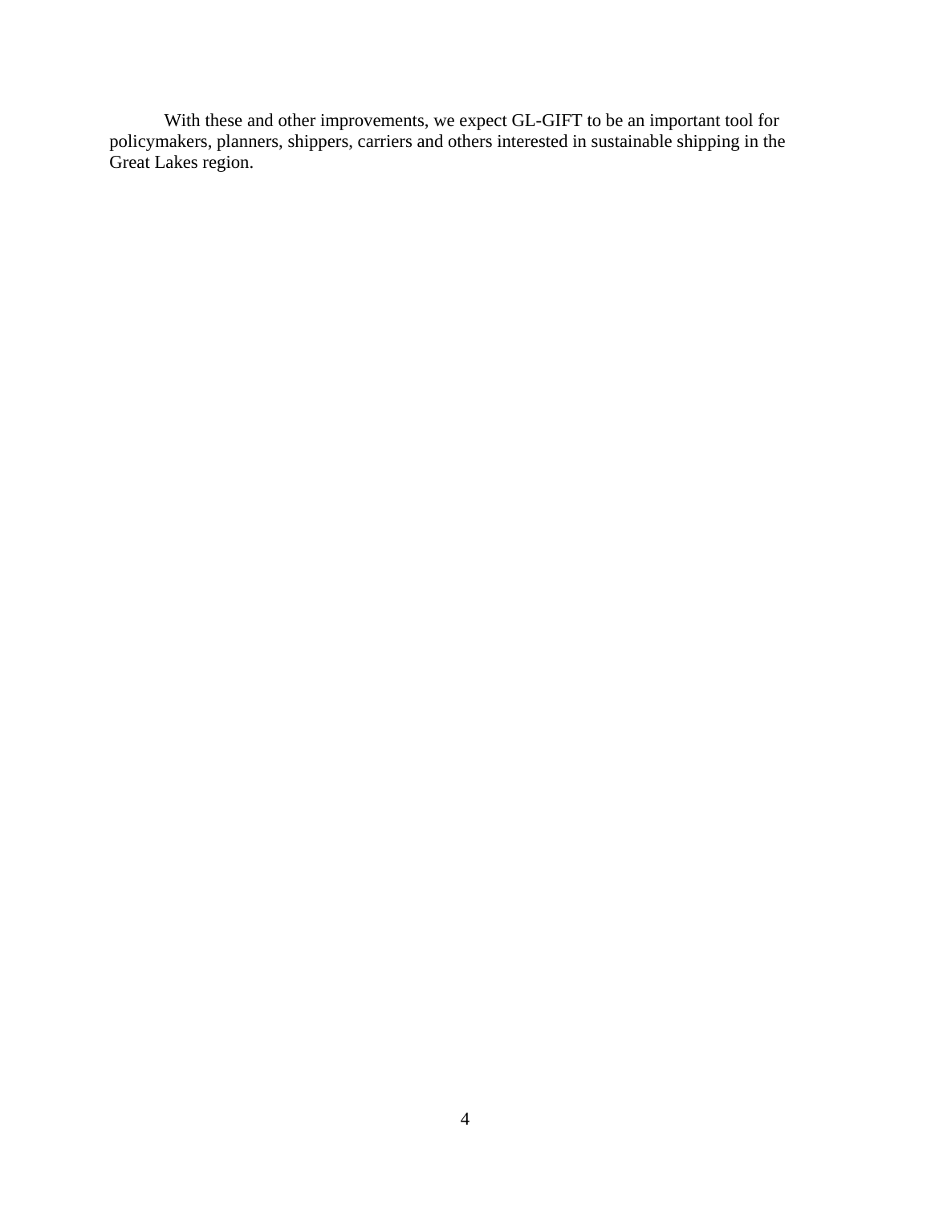With these and other improvements, we expect GL-GIFT to be an important tool for policymakers, planners, shippers, carriers and others interested in sustainable shipping in the Great Lakes region.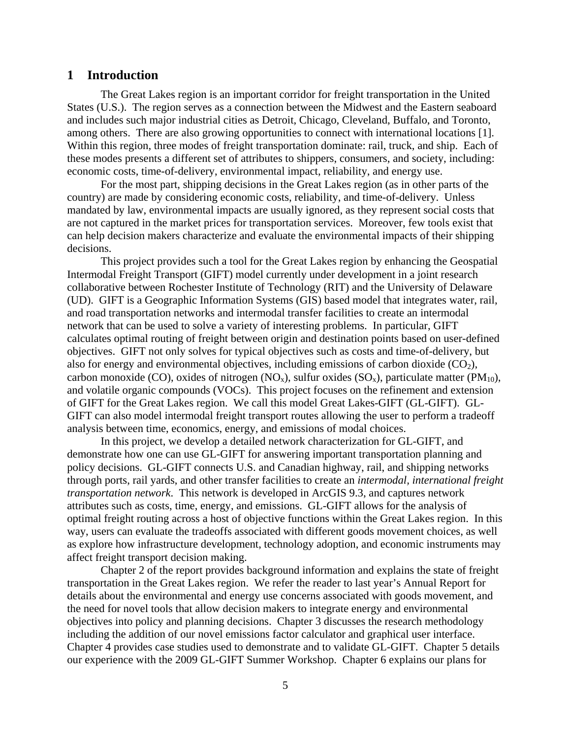# 1 Introduction

The Great Lakes region is an important corridor for freight transportation in the United States (U.S.). The region serves as a connection between the Midwest and the Eastern seaboard and includes such major industrial cities as Detroit, Chicago, Cleveland, Buffalo, and Toronto, among others. There are also growing opportunities to connect with international locations [1]. Within this region, three modes of freight transportation dominate: rail, truck, and ship. Each of these modes presents a different set of attributes to shippers, consumers, and society, including: economic costs, time-of-delivery, environmental impact, reliability, and energy use.

For the most part, shipping decisions in the Great Lakes region (as in other parts of the country) are made by considering economic costs, reliability, and time-of-delivery. Unless mandated by law, environmental impacts are usually ignored, as they represent social costs that are not captured in the market prices for transportation services. Moreover, few tools exist that can help decision makers characterize and evaluate the environmental impacts of their shipping decisions.

This project provides such a tool for the Great Lakes region by enhancing the Geospatial Intermodal Freight Transport (GIFT) model currently under development in a joint research collaborative between Rochester Institute of Technology (RIT) and the University of Delaware (UD). GIFT is a Geographic Information Systems (GIS) based model that integrates water, rail, and road transportation networks and intermodal transfer facilities to create an intermodal network that can be used to solve a variety of interesting problems. In particular, GIFT calculates optimal routing of freight between origin and destination points based on user-defined objectives. GIFT not only solves for typical objectives such as costs and time-of-delivery, but also for energy and environmental objectives, including emissions of carbon dioxide ($CO_2$), carbon monoxide (CO), oxides of nitrogen ($NO_x$), sulfur oxides ($SO_x$), particulate matter ($PM_{10}$), and volatile organic compounds (VOCs). This project focuses on the refinement and extension of GIFT for the Great Lakes region. We call this model Great Lakes-GIFT (GL-GIFT). GL-GIFT can also model intermodal freight transport routes allowing the user to perform a tradeoff analysis between time, economics, energy, and emissions of modal choices.

In this project, we develop a detailed network characterization for GL-GIFT, and demonstrate how one can use GL-GIFT for answering important transportation planning and policy decisions. GL-GIFT connects U.S. and Canadian highway, rail, and shipping networks through ports, rail yards, and other transfer facilities to create an *intermodal, international freight transportation network*. This network is developed in ArcGIS 9.3, and captures network attributes such as costs, time, energy, and emissions. GL-GIFT allows for the analysis of optimal freight routing across a host of objective functions within the Great Lakes region. In this way, users can evaluate the tradeoffs associated with different goods movement choices, as well as explore how infrastructure development, technology adoption, and economic instruments may affect freight transport decision making.

Chapter 2 of the report provides background information and explains the state of freight transportation in the Great Lakes region. We refer the reader to last year's Annual Report for details about the environmental and energy use concerns associated with goods movement, and the need for novel tools that allow decision makers to integrate energy and environmental objectives into policy and planning decisions. Chapter 3 discusses the research methodology including the addition of our novel emissions factor calculator and graphical user interface. Chapter 4 provides case studies used to demonstrate and to validate GL-GIFT. Chapter 5 details our experience with the 2009 GL-GIFT Summer Workshop. Chapter 6 explains our plans for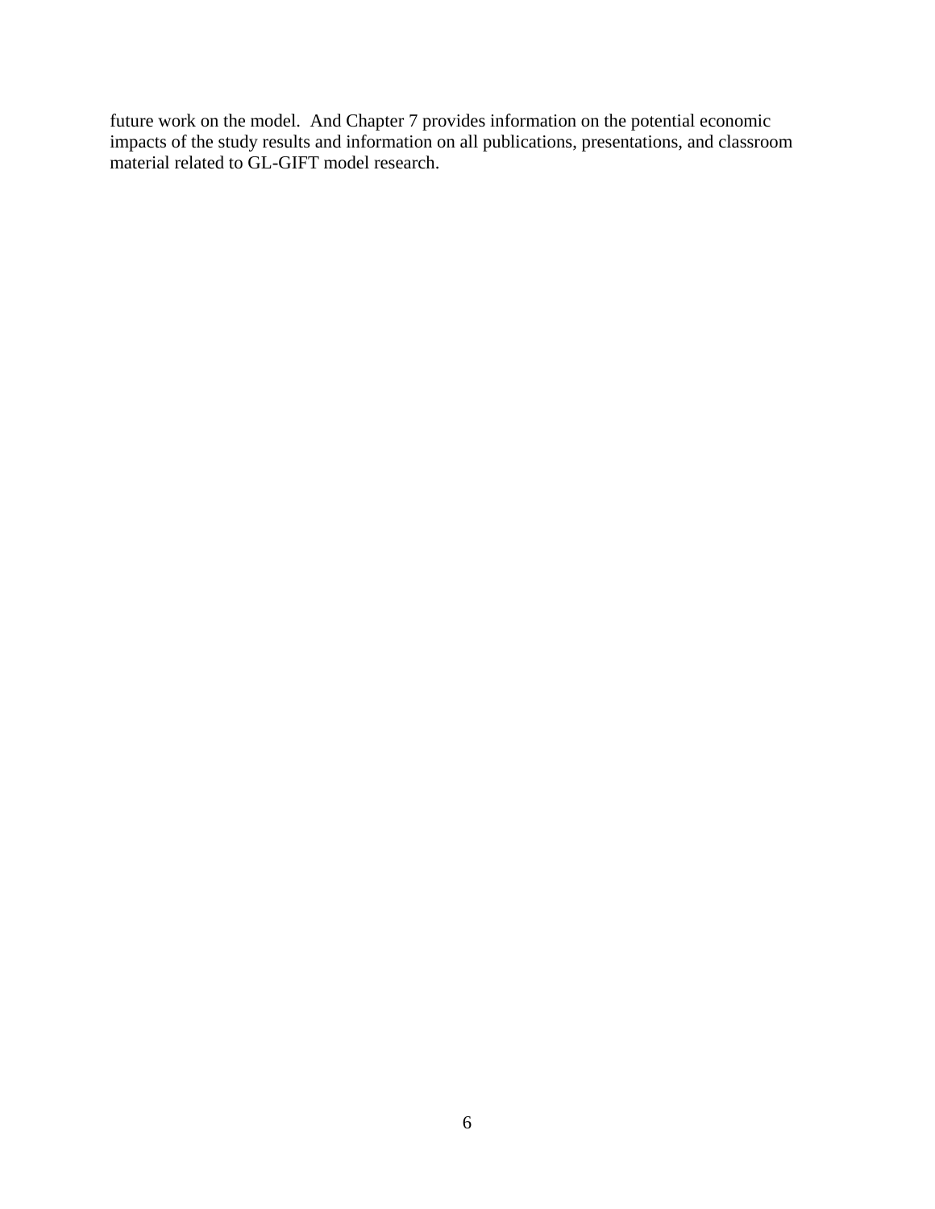future work on the model. And Chapter 7 provides information on the potential economic impacts of the study results and information on all publications, presentations, and classroom material related to GL-GIFT model research.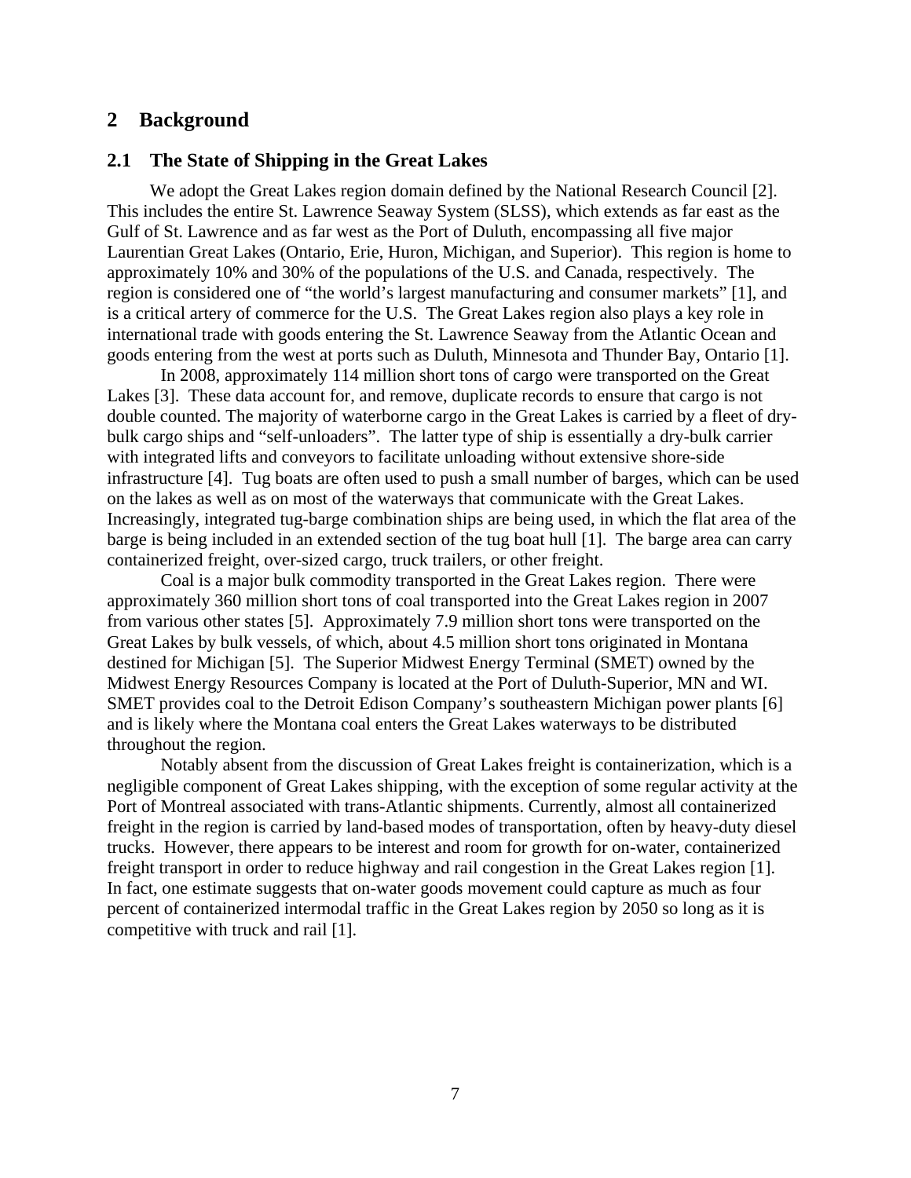# 2 Background

## 2.1 The State of Shipping in the Great Lakes

We adopt the Great Lakes region domain defined by the National Research Council [2]. This includes the entire St. Lawrence Seaway System (SLSS), which extends as far east as the Gulf of St. Lawrence and as far west as the Port of Duluth, encompassing all five major Laurentian Great Lakes (Ontario, Erie, Huron, Michigan, and Superior). This region is home to approximately 10% and 30% of the populations of the U.S. and Canada, respectively. The region is considered one of "the world's largest manufacturing and consumer markets" [1], and is a critical artery of commerce for the U.S. The Great Lakes region also plays a key role in international trade with goods entering the St. Lawrence Seaway from the Atlantic Ocean and goods entering from the west at ports such as Duluth, Minnesota and Thunder Bay, Ontario [1].

In 2008, approximately 114 million short tons of cargo were transported on the Great Lakes [3]. These data account for, and remove, duplicate records to ensure that cargo is not double counted. The majority of waterborne cargo in the Great Lakes is carried by a fleet of dry-bulk cargo ships and "self-unloaders". The latter type of ship is essentially a dry-bulk carrier with integrated lifts and conveyors to facilitate unloading without extensive shore-side infrastructure [4]. Tug boats are often used to push a small number of barges, which can be used on the lakes as well as on most of the waterways that communicate with the Great Lakes. Increasingly, integrated tug-barge combination ships are being used, in which the flat area of the barge is being included in an extended section of the tug boat hull [1]. The barge area can carry containerized freight, over-sized cargo, truck trailers, or other freight.

Coal is a major bulk commodity transported in the Great Lakes region. There were approximately 360 million short tons of coal transported into the Great Lakes region in 2007 from various other states [5]. Approximately 7.9 million short tons were transported on the Great Lakes by bulk vessels, of which, about 4.5 million short tons originated in Montana destined for Michigan [5]. The Superior Midwest Energy Terminal (SMET) owned by the Midwest Energy Resources Company is located at the Port of Duluth-Superior, MN and WI. SMET provides coal to the Detroit Edison Company's southeastern Michigan power plants [6] and is likely where the Montana coal enters the Great Lakes waterways to be distributed throughout the region.

Notably absent from the discussion of Great Lakes freight is containerization, which is a negligible component of Great Lakes shipping, with the exception of some regular activity at the Port of Montreal associated with trans-Atlantic shipments. Currently, almost all containerized freight in the region is carried by land-based modes of transportation, often by heavy-duty diesel trucks. However, there appears to be interest and room for growth for on-water, containerized freight transport in order to reduce highway and rail congestion in the Great Lakes region [1]. In fact, one estimate suggests that on-water goods movement could capture as much as four percent of containerized intermodal traffic in the Great Lakes region by 2050 so long as it is competitive with truck and rail [1].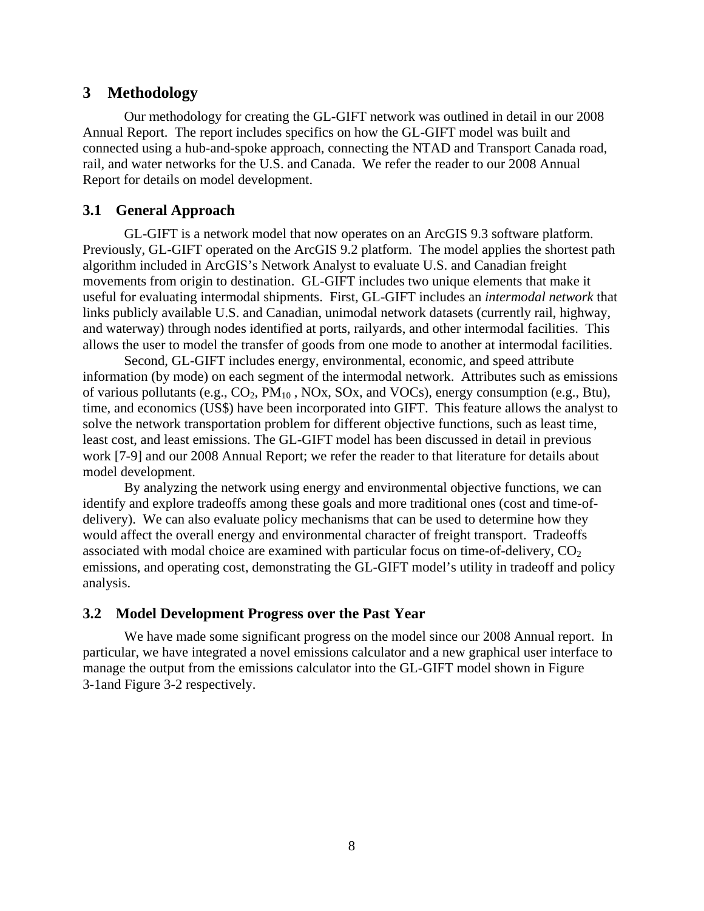# 3 Methodology

Our methodology for creating the GL-GIFT network was outlined in detail in our 2008 Annual Report. The report includes specifics on how the GL-GIFT model was built and connected using a hub-and-spoke approach, connecting the NTAD and Transport Canada road, rail, and water networks for the U.S. and Canada. We refer the reader to our 2008 Annual Report for details on model development.

## 3.1 General Approach

GL-GIFT is a network model that now operates on an ArcGIS 9.3 software platform. Previously, GL-GIFT operated on the ArcGIS 9.2 platform. The model applies the shortest path algorithm included in ArcGIS's Network Analyst to evaluate U.S. and Canadian freight movements from origin to destination. GL-GIFT includes two unique elements that make it useful for evaluating intermodal shipments. First, GL-GIFT includes an *intermodal network* that links publicly available U.S. and Canadian, unimodal network datasets (currently rail, highway, and waterway) through nodes identified at ports, railyards, and other intermodal facilities. This allows the user to model the transfer of goods from one mode to another at intermodal facilities.

Second, GL-GIFT includes energy, environmental, economic, and speed attribute information (by mode) on each segment of the intermodal network. Attributes such as emissions of various pollutants (e.g., $CO_2$, $PM_{10}$ , NOx, SOx, and VOCs), energy consumption (e.g., Btu), time, and economics (US$) have been incorporated into GIFT. This feature allows the analyst to solve the network transportation problem for different objective functions, such as least time, least cost, and least emissions. The GL-GIFT model has been discussed in detail in previous work [7-9] and our 2008 Annual Report; we refer the reader to that literature for details about model development.

By analyzing the network using energy and environmental objective functions, we can identify and explore tradeoffs among these goals and more traditional ones (cost and time-of-delivery). We can also evaluate policy mechanisms that can be used to determine how they would affect the overall energy and environmental character of freight transport. Tradeoffs associated with modal choice are examined with particular focus on time-of-delivery, $CO_2$ emissions, and operating cost, demonstrating the GL-GIFT model's utility in tradeoff and policy analysis.

## 3.2 Model Development Progress over the Past Year

We have made some significant progress on the model since our 2008 Annual report. In particular, we have integrated a novel emissions calculator and a new graphical user interface to manage the output from the emissions calculator into the GL-GIFT model shown in Figure 3-1and Figure 3-2 respectively.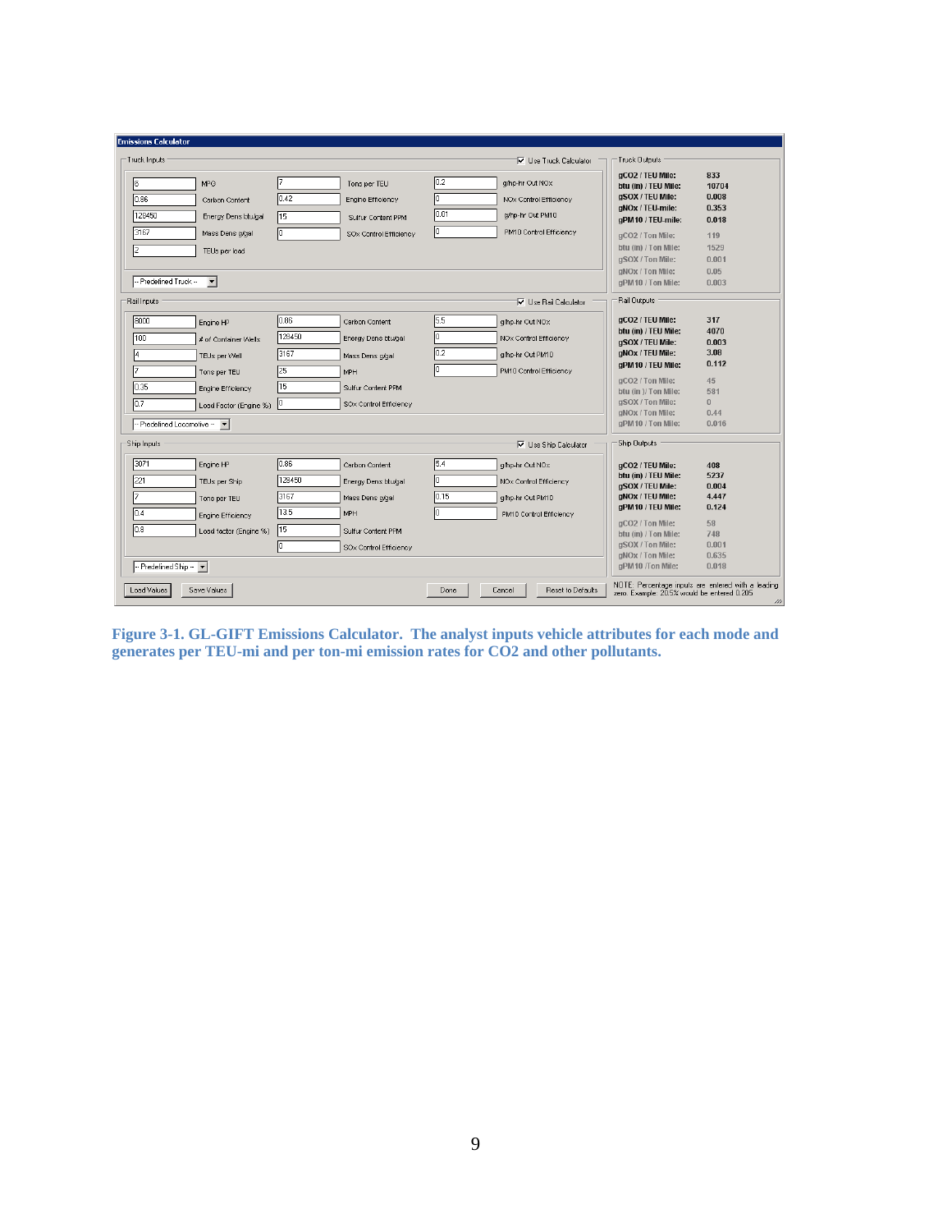**Emissions Calculator**

**Truck Inputs** (☑ Use Truck Calculator)

| Value | Field | Value | Field | Value | Field |
|---|---|---|---|---|---|
| 6 | MPG | 7 | Tons per TEU | 0.2 | g/hp-hr Out NOx |
| 0.86 | Carbon Content | 0.42 | Engine Efficiency | 0 | NOx Control Efficiency |
| 129450 | Energy Dens btu/gal | 15 | Sulfur Content PPM | 0.01 | g/hp-hr Out PM10 |
| 3167 | Mass Dens g/gal | 0 | SOx Control Efficiency | 0 | PM10 Control Efficiency |
| 2 | TEUs per load | | | | |

-- Predefined Truck --

**Truck Outputs**

| | |
|---|---|
| gCO2 / TEU Mile: | 833 |
| btu (in) / TEU Mile: | 10704 |
| gSOX / TEU Mile: | 0.008 |
| gNOx / TEU-mile: | 0.353 |
| gPM10 / TEU-mile: | 0.018 |
| gCO2 / Ton Mile: | 119 |
| btu (in) / Ton Mile: | 1529 |
| gSOX / Ton Mile: | 0.001 |
| gNOx / Ton Mile: | 0.05 |
| gPM10 / Ton Mile: | 0.003 |

**Rail Inputs** (☑ Use Rail Calculator)

| Value | Field | Value | Field | Value | Field |
|---|---|---|---|---|---|
| 8000 | Engine HP | 0.86 | Carbon Content | 5.5 | g/hp-hr Out NOx |
| 100 | # of Container Wells | 129450 | Energy Dens btu/gal | 0 | NOx Control Efficiency |
| 4 | TEUs per Well | 3167 | Mass Dens g/gal | 0.2 | g/hp-hr Out PM10 |
| 7 | Tons per TEU | 25 | MPH | 0 | PM10 Control Efficiency |
| 0.35 | Engine Efficiency | 15 | Sulfur Content PPM | | |
| 0.7 | Load Factor (Engine %) | 0 | SOx Control Efficiency | | |

-- Predefined Locomotive --

**Rail Outputs**

| | |
|---|---|
| gCO2 / TEU Mile: | 317 |
| btu (in) / TEU Mile: | 4070 |
| gSOX / TEU Mile: | 0.003 |
| gNOx / TEU Mile: | 3.08 |
| gPM10 / TEU Mile: | 0.112 |
| gCO2 / Ton Mile: | 45 |
| btu (in ) / Ton Mile: | 581 |
| gSOX / Ton Mile: | 0 |
| gNOx / Ton Mile: | 0.44 |
| gPM10 / Ton Mile: | 0.016 |

**Ship Inputs** (☑ Use Ship Calculator)

| Value | Field | Value | Field | Value | Field |
|---|---|---|---|---|---|
| 3071 | Engine HP | 0.86 | Carbon Content | 5.4 | g/hp-hr Out NOx |
| 221 | TEUs per Ship | 129450 | Energy Dens btu/gal | 0 | NOx Control Efficiency |
| 7 | Tons per TEU | 3167 | Mass Dens g/gal | 0.15 | g/hp-hr Out PM10 |
| 0.4 | Engine Efficiency | 13.5 | MPH | 0 | PM10 Control Efficiency |
| 0.8 | Load factor (Engine %) | 15 | Sulfur Content PPM | | |
| | | 0 | SOx Control Efficiency | | |

-- Predefined Ship --

**Ship Outputs**

| | |
|---|---|
| gCO2 / TEU Mile: | 408 |
| btu (in) / TEU Mile: | 5237 |
| gSOX / TEU Mile: | 0.004 |
| gNOx / TEU Mile: | 4.447 |
| gPM10 / TEU Mile: | 0.124 |
| gCO2 / Ton Mile: | 58 |
| btu (in) / Ton Mile: | 748 |
| gSOX / Ton Mile: | 0.001 |
| gNOx / Ton Mile: | 0.635 |
| gPM10 /Ton Mile: | 0.018 |

Load Values | Save Values | Done | Cancel | Reset to Defaults

NOTE: Percentage inputs are entered with a leading zero. Example: 20.5% would be entered 0.205

**Figure 3-1. GL-GIFT Emissions Calculator. The analyst inputs vehicle attributes for each mode and generates per TEU-mi and per ton-mi emission rates for CO2 and other pollutants.**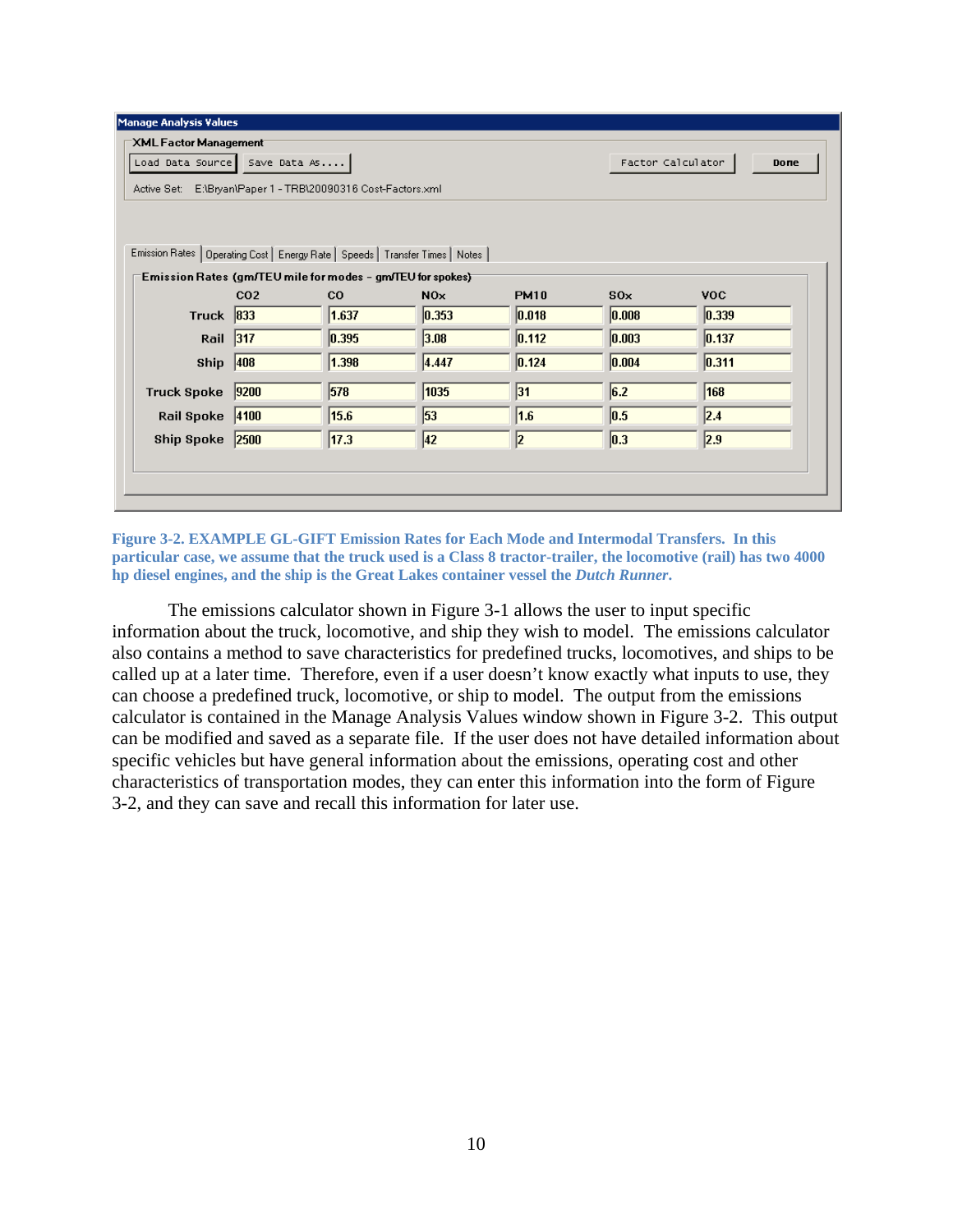Manage Analysis Values

XML Factor Management

Load Data Source | Save Data As.... | Factor Calculator | Done

Active Set: E:\Bryan\Paper 1 - TRB\20090316 Cost-Factors.xml

Emission Rates | Operating Cost | Energy Rate | Speeds | Transfer Times | Notes

Emission Rates (gm/TEU mile for modes - gm/TEU for spokes)

| | CO2 | CO | NOx | PM10 | SOx | VOC |
|---|---|---|---|---|---|---|
| Truck | 833 | 1.637 | 0.353 | 0.018 | 0.008 | 0.339 |
| Rail | 317 | 0.395 | 3.08 | 0.112 | 0.003 | 0.137 |
| Ship | 408 | 1.398 | 4.447 | 0.124 | 0.004 | 0.311 |
| Truck Spoke | 9200 | 578 | 1035 | 31 | 6.2 | 168 |
| Rail Spoke | 4100 | 15.6 | 53 | 1.6 | 0.5 | 2.4 |
| Ship Spoke | 2500 | 17.3 | 42 | 2 | 0.3 | 2.9 |

**Figure 3-2. EXAMPLE GL-GIFT Emission Rates for Each Mode and Intermodal Transfers. In this particular case, we assume that the truck used is a Class 8 tractor-trailer, the locomotive (rail) has two 4000 hp diesel engines, and the ship is the Great Lakes container vessel the *Dutch Runner*.**

The emissions calculator shown in Figure 3-1 allows the user to input specific information about the truck, locomotive, and ship they wish to model. The emissions calculator also contains a method to save characteristics for predefined trucks, locomotives, and ships to be called up at a later time. Therefore, even if a user doesn't know exactly what inputs to use, they can choose a predefined truck, locomotive, or ship to model. The output from the emissions calculator is contained in the Manage Analysis Values window shown in Figure 3-2. This output can be modified and saved as a separate file. If the user does not have detailed information about specific vehicles but have general information about the emissions, operating cost and other characteristics of transportation modes, they can enter this information into the form of Figure 3-2, and they can save and recall this information for later use.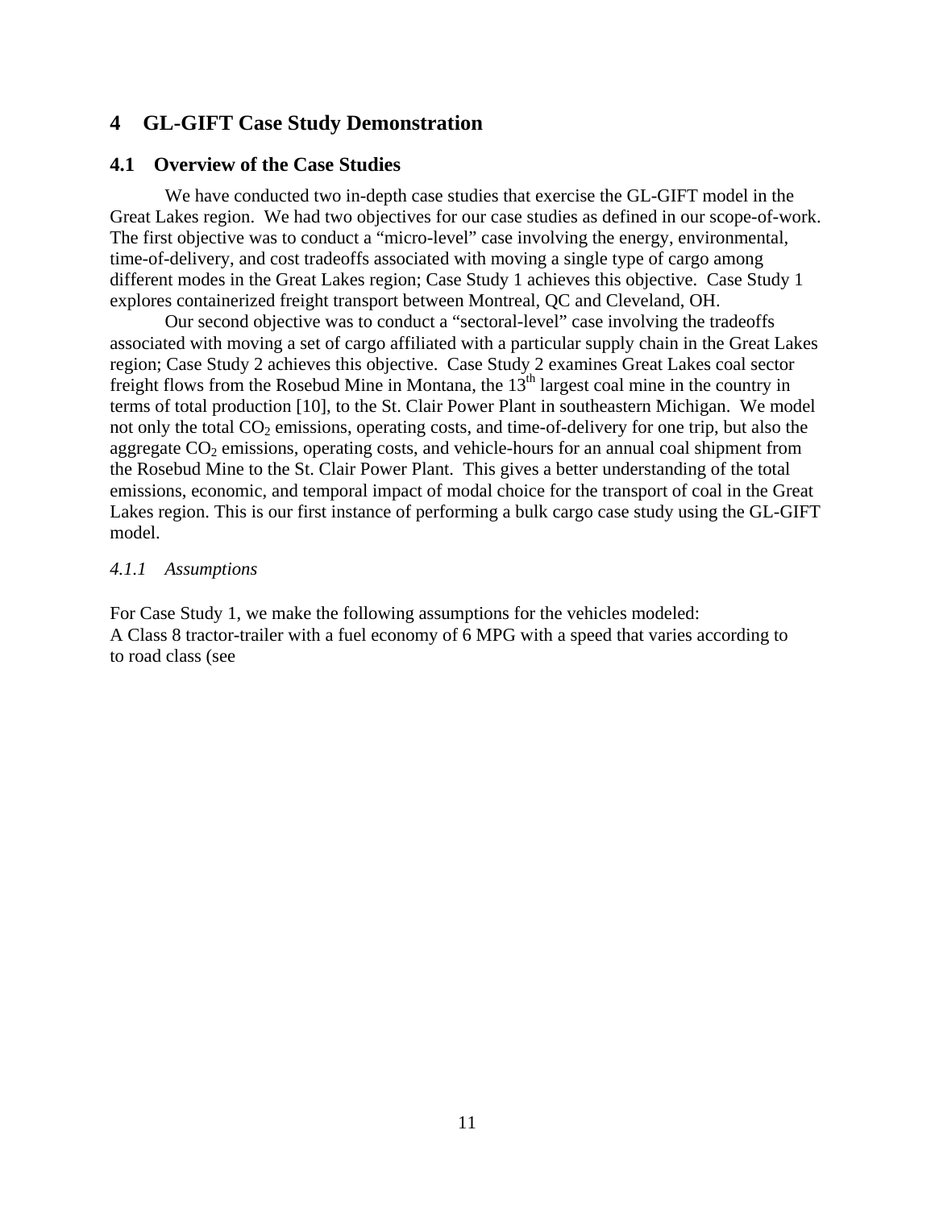# 4 GL-GIFT Case Study Demonstration

## 4.1 Overview of the Case Studies

We have conducted two in-depth case studies that exercise the GL-GIFT model in the Great Lakes region. We had two objectives for our case studies as defined in our scope-of-work. The first objective was to conduct a "micro-level" case involving the energy, environmental, time-of-delivery, and cost tradeoffs associated with moving a single type of cargo among different modes in the Great Lakes region; Case Study 1 achieves this objective. Case Study 1 explores containerized freight transport between Montreal, QC and Cleveland, OH.

Our second objective was to conduct a "sectoral-level" case involving the tradeoffs associated with moving a set of cargo affiliated with a particular supply chain in the Great Lakes region; Case Study 2 achieves this objective. Case Study 2 examines Great Lakes coal sector freight flows from the Rosebud Mine in Montana, the 13th largest coal mine in the country in terms of total production [10], to the St. Clair Power Plant in southeastern Michigan. We model not only the total $CO_2$ emissions, operating costs, and time-of-delivery for one trip, but also the aggregate $CO_2$ emissions, operating costs, and vehicle-hours for an annual coal shipment from the Rosebud Mine to the St. Clair Power Plant. This gives a better understanding of the total emissions, economic, and temporal impact of modal choice for the transport of coal in the Great Lakes region. This is our first instance of performing a bulk cargo case study using the GL-GIFT model.

### *4.1.1 Assumptions*

For Case Study 1, we make the following assumptions for the vehicles modeled:
A Class 8 tractor-trailer with a fuel economy of 6 MPG with a speed that varies according to to road class (see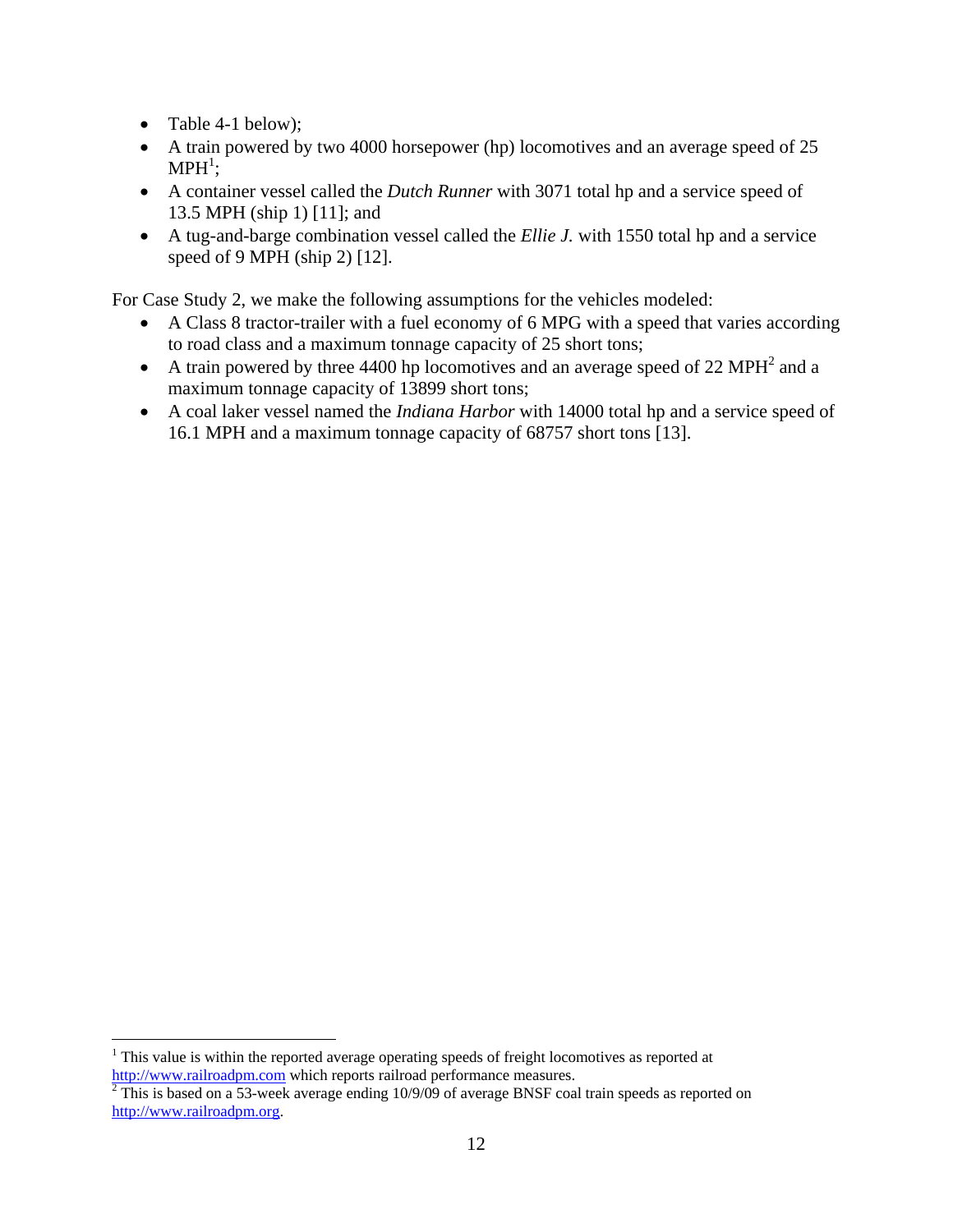- Table 4-1 below);
- A train powered by two 4000 horsepower (hp) locomotives and an average speed of 25 MPH[1];
- A container vessel called the *Dutch Runner* with 3071 total hp and a service speed of 13.5 MPH (ship 1) [11]; and
- A tug-and-barge combination vessel called the *Ellie J.* with 1550 total hp and a service speed of 9 MPH (ship 2) [12].

For Case Study 2, we make the following assumptions for the vehicles modeled:

- A Class 8 tractor-trailer with a fuel economy of 6 MPG with a speed that varies according to road class and a maximum tonnage capacity of 25 short tons;
- A train powered by three 4400 hp locomotives and an average speed of 22 MPH[2] and a maximum tonnage capacity of 13899 short tons;
- A coal laker vessel named the *Indiana Harbor* with 14000 total hp and a service speed of 16.1 MPH and a maximum tonnage capacity of 68757 short tons [13].

---

[1] This value is within the reported average operating speeds of freight locomotives as reported at http://www.railroadpm.com which reports railroad performance measures.

[2] This is based on a 53-week average ending 10/9/09 of average BNSF coal train speeds as reported on http://www.railroadpm.org.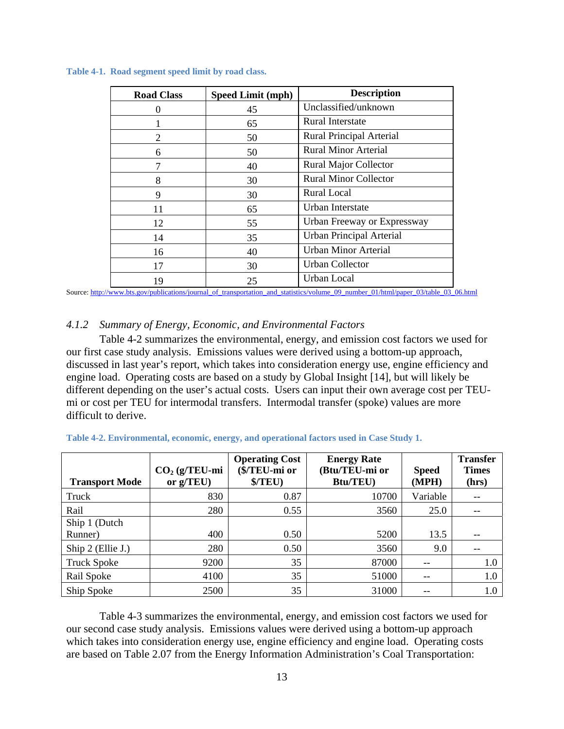**Table 4-1. Road segment speed limit by road class.**

| Road Class | Speed Limit (mph) | Description |
|---|---|---|
| 0 | 45 | Unclassified/unknown |
| 1 | 65 | Rural Interstate |
| 2 | 50 | Rural Principal Arterial |
| 6 | 50 | Rural Minor Arterial |
| 7 | 40 | Rural Major Collector |
| 8 | 30 | Rural Minor Collector |
| 9 | 30 | Rural Local |
| 11 | 65 | Urban Interstate |
| 12 | 55 | Urban Freeway or Expressway |
| 14 | 35 | Urban Principal Arterial |
| 16 | 40 | Urban Minor Arterial |
| 17 | 30 | Urban Collector |
| 19 | 25 | Urban Local |

Source: http://www.bts.gov/publications/journal_of_transportation_and_statistics/volume_09_number_01/html/paper_03/table_03_06.html

### *4.1.2 Summary of Energy, Economic, and Environmental Factors*

Table 4-2 summarizes the environmental, energy, and emission cost factors we used for our first case study analysis. Emissions values were derived using a bottom-up approach, discussed in last year's report, which takes into consideration energy use, engine efficiency and engine load. Operating costs are based on a study by Global Insight [14], but will likely be different depending on the user's actual costs. Users can input their own average cost per TEU-mi or cost per TEU for intermodal transfers. Intermodal transfer (spoke) values are more difficult to derive.

**Table 4-2. Environmental, economic, energy, and operational factors used in Case Study 1.**

| Transport Mode | $CO_2$ (g/TEU-mi or g/TEU) | Operating Cost ($/TEU-mi or $/TEU) | Energy Rate (Btu/TEU-mi or Btu/TEU) | Speed (MPH) | Transfer Times (hrs) |
|---|---|---|---|---|---|
| Truck | 830 | 0.87 | 10700 | Variable | -- |
| Rail | 280 | 0.55 | 3560 | 25.0 | -- |
| Ship 1 (Dutch Runner) | 400 | 0.50 | 5200 | 13.5 | -- |
| Ship 2 (Ellie J.) | 280 | 0.50 | 3560 | 9.0 | -- |
| Truck Spoke | 9200 | 35 | 87000 | -- | 1.0 |
| Rail Spoke | 4100 | 35 | 51000 | -- | 1.0 |
| Ship Spoke | 2500 | 35 | 31000 | -- | 1.0 |

Table 4-3 summarizes the environmental, energy, and emission cost factors we used for our second case study analysis. Emissions values were derived using a bottom-up approach which takes into consideration energy use, engine efficiency and engine load. Operating costs are based on Table 2.07 from the Energy Information Administration's Coal Transportation: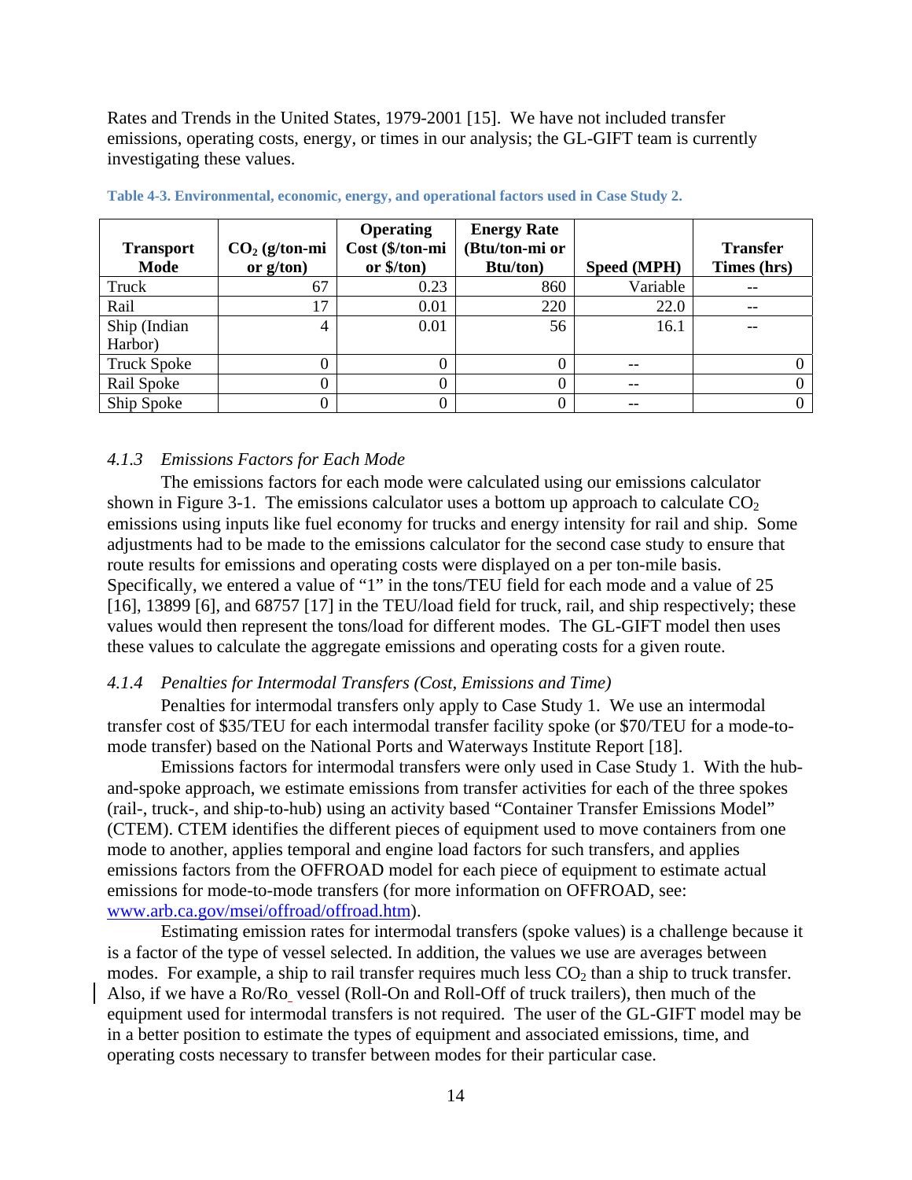Rates and Trends in the United States, 1979-2001 [15]. We have not included transfer emissions, operating costs, energy, or times in our analysis; the GL-GIFT team is currently investigating these values.

**Table 4-3. Environmental, economic, energy, and operational factors used in Case Study 2.**

| Transport Mode | $CO_2$ (g/ton-mi or g/ton) | Operating Cost ($/ton-mi or $/ton) | Energy Rate (Btu/ton-mi or Btu/ton) | Speed (MPH) | Transfer Times (hrs) |
|---|---|---|---|---|---|
| Truck | 67 | 0.23 | 860 | Variable | -- |
| Rail | 17 | 0.01 | 220 | 22.0 | -- |
| Ship (Indian Harbor) | 4 | 0.01 | 56 | 16.1 | -- |
| Truck Spoke | 0 | 0 | 0 | -- | 0 |
| Rail Spoke | 0 | 0 | 0 | -- | 0 |
| Ship Spoke | 0 | 0 | 0 | -- | 0 |

### *4.1.3 Emissions Factors for Each Mode*

The emissions factors for each mode were calculated using our emissions calculator shown in Figure 3-1. The emissions calculator uses a bottom up approach to calculate $CO_2$ emissions using inputs like fuel economy for trucks and energy intensity for rail and ship. Some adjustments had to be made to the emissions calculator for the second case study to ensure that route results for emissions and operating costs were displayed on a per ton-mile basis. Specifically, we entered a value of "1" in the tons/TEU field for each mode and a value of 25 [16], 13899 [6], and 68757 [17] in the TEU/load field for truck, rail, and ship respectively; these values would then represent the tons/load for different modes. The GL-GIFT model then uses these values to calculate the aggregate emissions and operating costs for a given route.

### *4.1.4 Penalties for Intermodal Transfers (Cost, Emissions and Time)*

Penalties for intermodal transfers only apply to Case Study 1. We use an intermodal transfer cost of $35/TEU for each intermodal transfer facility spoke (or $70/TEU for a mode-to-mode transfer) based on the National Ports and Waterways Institute Report [18].

Emissions factors for intermodal transfers were only used in Case Study 1. With the hub-and-spoke approach, we estimate emissions from transfer activities for each of the three spokes (rail-, truck-, and ship-to-hub) using an activity based "Container Transfer Emissions Model" (CTEM). CTEM identifies the different pieces of equipment used to move containers from one mode to another, applies temporal and engine load factors for such transfers, and applies emissions factors from the OFFROAD model for each piece of equipment to estimate actual emissions for mode-to-mode transfers (for more information on OFFROAD, see: www.arb.ca.gov/msei/offroad/offroad.htm).

Estimating emission rates for intermodal transfers (spoke values) is a challenge because it is a factor of the type of vessel selected. In addition, the values we use are averages between modes. For example, a ship to rail transfer requires much less $CO_2$ than a ship to truck transfer. Also, if we have a Ro/Ro_ vessel (Roll-On and Roll-Off of truck trailers), then much of the equipment used for intermodal transfers is not required. The user of the GL-GIFT model may be in a better position to estimate the types of equipment and associated emissions, time, and operating costs necessary to transfer between modes for their particular case.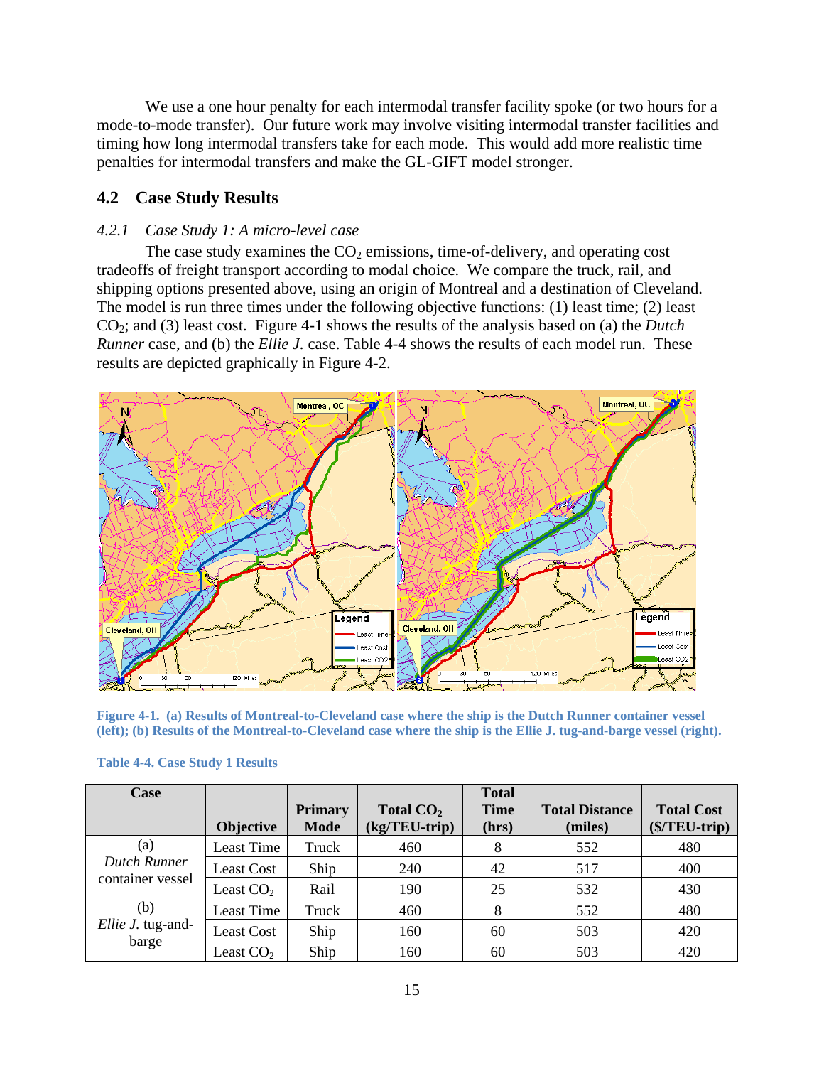We use a one hour penalty for each intermodal transfer facility spoke (or two hours for a mode-to-mode transfer). Our future work may involve visiting intermodal transfer facilities and timing how long intermodal transfers take for each mode. This would add more realistic time penalties for intermodal transfers and make the GL-GIFT model stronger.

## 4.2 Case Study Results

### *4.2.1 Case Study 1: A micro-level case*

The case study examines the $CO_2$ emissions, time-of-delivery, and operating cost tradeoffs of freight transport according to modal choice. We compare the truck, rail, and shipping options presented above, using an origin of Montreal and a destination of Cleveland. The model is run three times under the following objective functions: (1) least time; (2) least $CO_2$; and (3) least cost. Figure 4-1 shows the results of the analysis based on (a) the *Dutch Runner* case, and (b) the *Ellie J.* case. Table 4-4 shows the results of each model run. These results are depicted graphically in Figure 4-2.

**Figure 4-1. (a) Results of Montreal-to-Cleveland case where the ship is the Dutch Runner container vessel (left); (b) Results of the Montreal-to-Cleveland case where the ship is the Ellie J. tug-and-barge vessel (right).**

**Table 4-4. Case Study 1 Results**

| Case | Objective | Primary Mode | Total $CO_2$ (kg/TEU-trip) | Total Time (hrs) | Total Distance (miles) | Total Cost ($/TEU-trip) |
|---|---|---|---|---|---|---|
| (a) *Dutch Runner* container vessel | Least Time | Truck | 460 | 8 | 552 | 480 |
| | Least Cost | Ship | 240 | 42 | 517 | 400 |
| | Least $CO_2$ | Rail | 190 | 25 | 532 | 430 |
| (b) *Ellie J.* tug-and-barge | Least Time | Truck | 460 | 8 | 552 | 480 |
| | Least Cost | Ship | 160 | 60 | 503 | 420 |
| | Least $CO_2$ | Ship | 160 | 60 | 503 | 420 |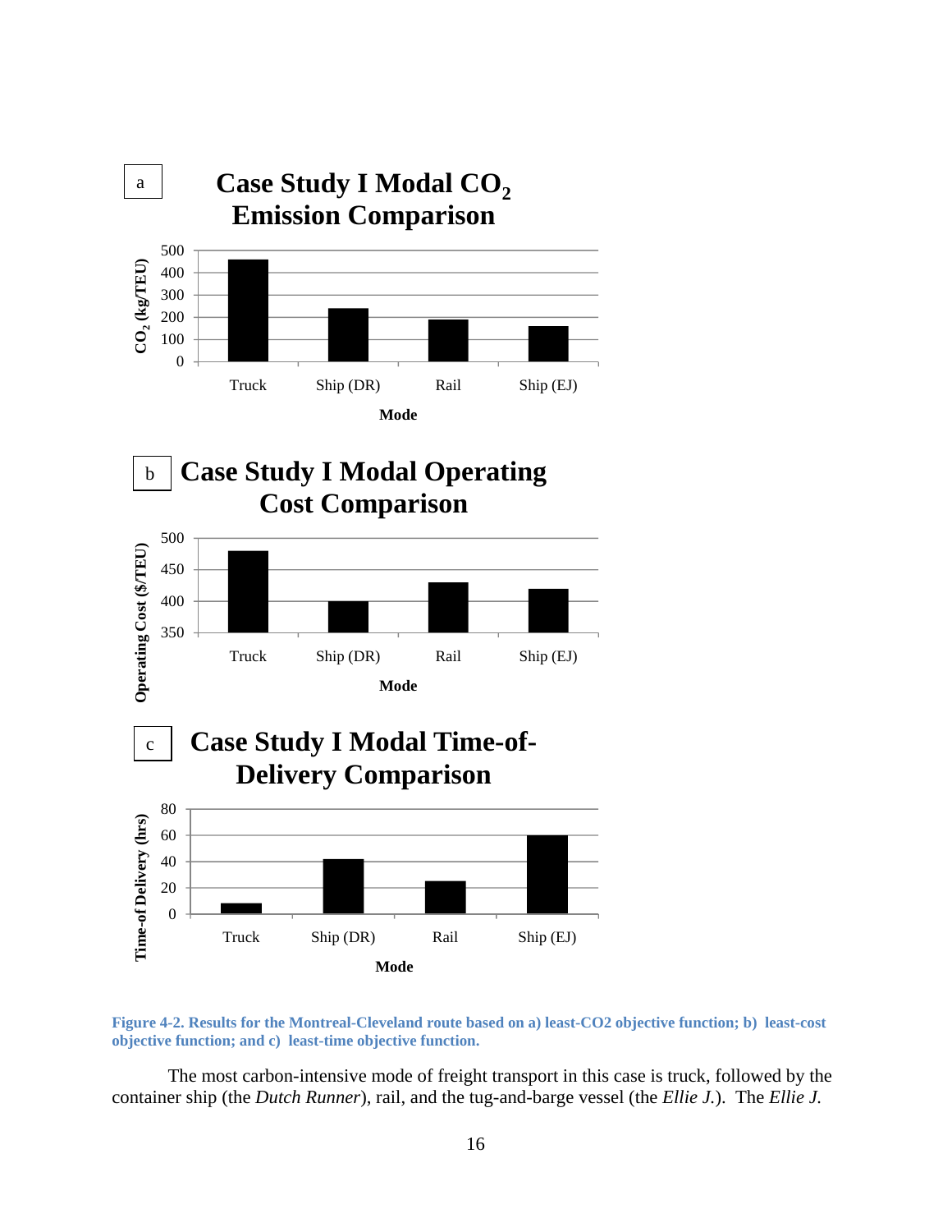Figure 4-2. Results for the Montreal-Cleveland route based on a) least-CO2 objective function; b) least-cost objective function; and c) least-time objective function.

The most carbon-intensive mode of freight transport in this case is truck, followed by the container ship (the *Dutch Runner*), rail, and the tug-and-barge vessel (the *Ellie J.*). The *Ellie J.*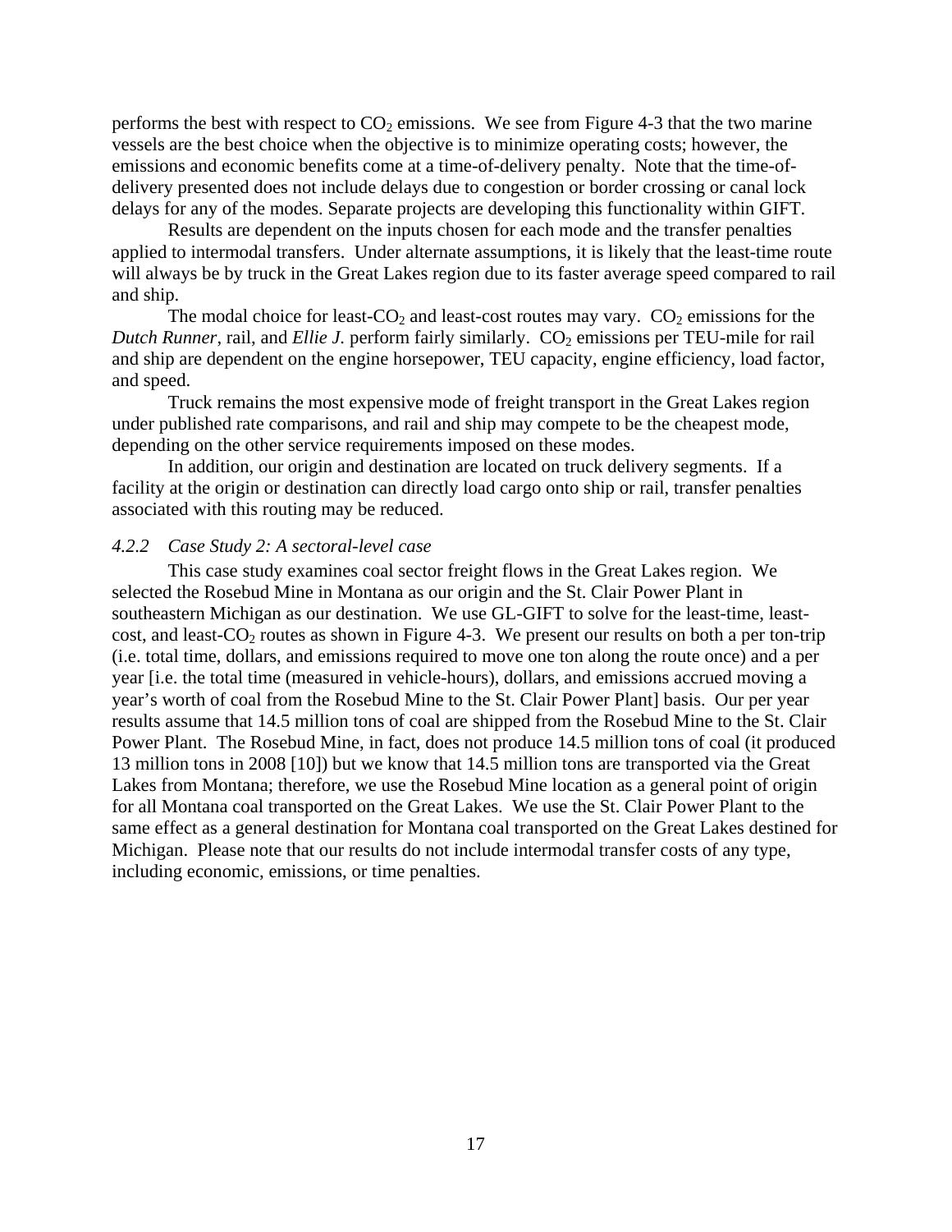performs the best with respect to $CO_2$ emissions. We see from Figure 4-3 that the two marine vessels are the best choice when the objective is to minimize operating costs; however, the emissions and economic benefits come at a time-of-delivery penalty. Note that the time-of-delivery presented does not include delays due to congestion or border crossing or canal lock delays for any of the modes. Separate projects are developing this functionality within GIFT.

Results are dependent on the inputs chosen for each mode and the transfer penalties applied to intermodal transfers. Under alternate assumptions, it is likely that the least-time route will always be by truck in the Great Lakes region due to its faster average speed compared to rail and ship.

The modal choice for least-$CO_2$ and least-cost routes may vary. $CO_2$ emissions for the *Dutch Runner*, rail, and *Ellie J*. perform fairly similarly. $CO_2$ emissions per TEU-mile for rail and ship are dependent on the engine horsepower, TEU capacity, engine efficiency, load factor, and speed.

Truck remains the most expensive mode of freight transport in the Great Lakes region under published rate comparisons, and rail and ship may compete to be the cheapest mode, depending on the other service requirements imposed on these modes.

In addition, our origin and destination are located on truck delivery segments. If a facility at the origin or destination can directly load cargo onto ship or rail, transfer penalties associated with this routing may be reduced.

### *4.2.2 Case Study 2: A sectoral-level case*

This case study examines coal sector freight flows in the Great Lakes region. We selected the Rosebud Mine in Montana as our origin and the St. Clair Power Plant in southeastern Michigan as our destination. We use GL-GIFT to solve for the least-time, least-cost, and least-$CO_2$ routes as shown in Figure 4-3. We present our results on both a per ton-trip (i.e. total time, dollars, and emissions required to move one ton along the route once) and a per year [i.e. the total time (measured in vehicle-hours), dollars, and emissions accrued moving a year's worth of coal from the Rosebud Mine to the St. Clair Power Plant] basis. Our per year results assume that 14.5 million tons of coal are shipped from the Rosebud Mine to the St. Clair Power Plant. The Rosebud Mine, in fact, does not produce 14.5 million tons of coal (it produced 13 million tons in 2008 [10]) but we know that 14.5 million tons are transported via the Great Lakes from Montana; therefore, we use the Rosebud Mine location as a general point of origin for all Montana coal transported on the Great Lakes. We use the St. Clair Power Plant to the same effect as a general destination for Montana coal transported on the Great Lakes destined for Michigan. Please note that our results do not include intermodal transfer costs of any type, including economic, emissions, or time penalties.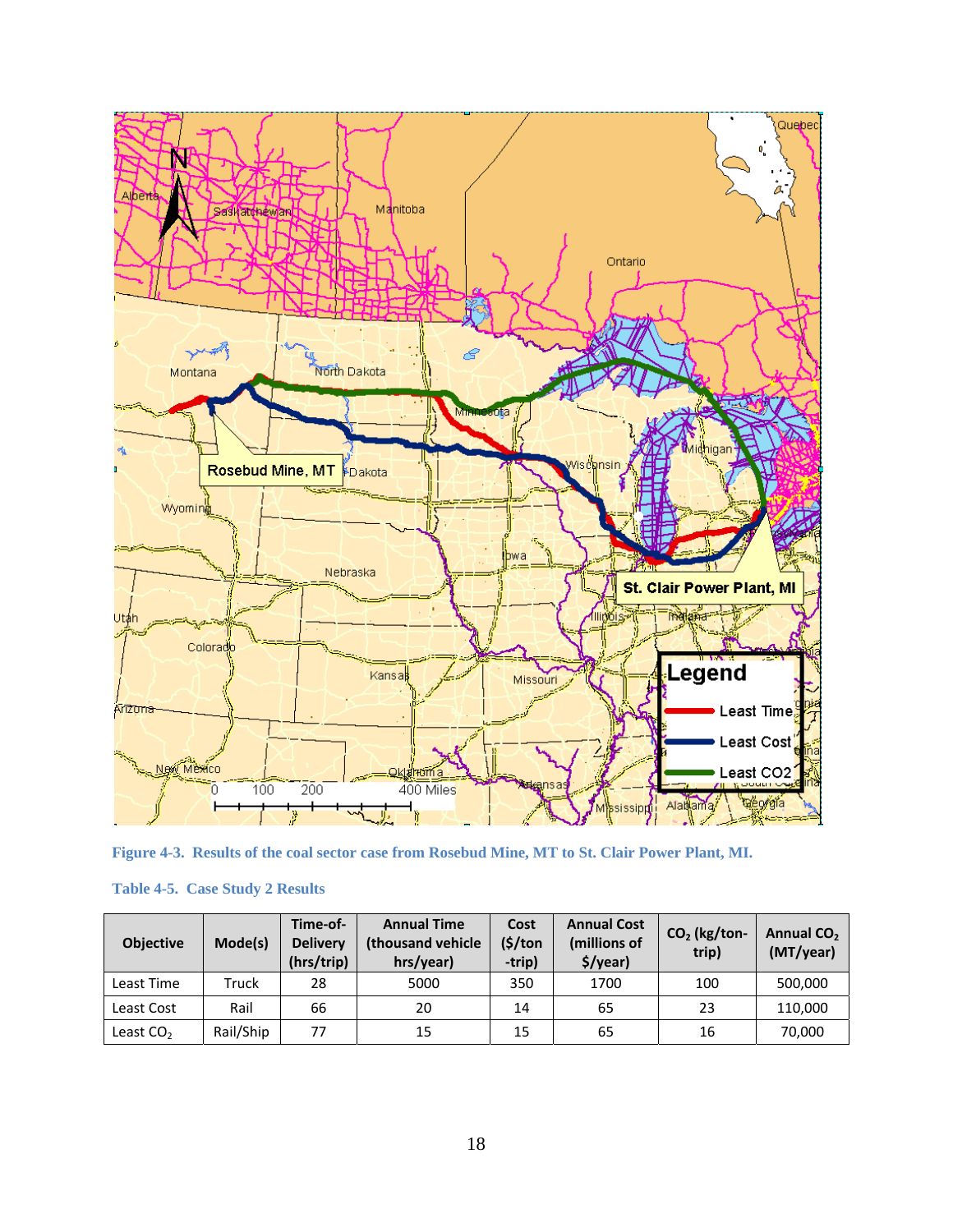**Figure 4-3. Results of the coal sector case from Rosebud Mine, MT to St. Clair Power Plant, MI.**

**Table 4-5. Case Study 2 Results**

| Objective | Mode(s) | Time-of-Delivery (hrs/trip) | Annual Time (thousand vehicle hrs/year) | Cost ($/ton-trip) | Annual Cost (millions of $/year) | $CO_2$ (kg/ton-trip) | Annual $CO_2$ (MT/year) |
|---|---|---|---|---|---|---|---|
| Least Time | Truck | 28 | 5000 | 350 | 1700 | 100 | 500,000 |
| Least Cost | Rail | 66 | 20 | 14 | 65 | 23 | 110,000 |
| Least $CO_2$ | Rail/Ship | 77 | 15 | 15 | 65 | 16 | 70,000 |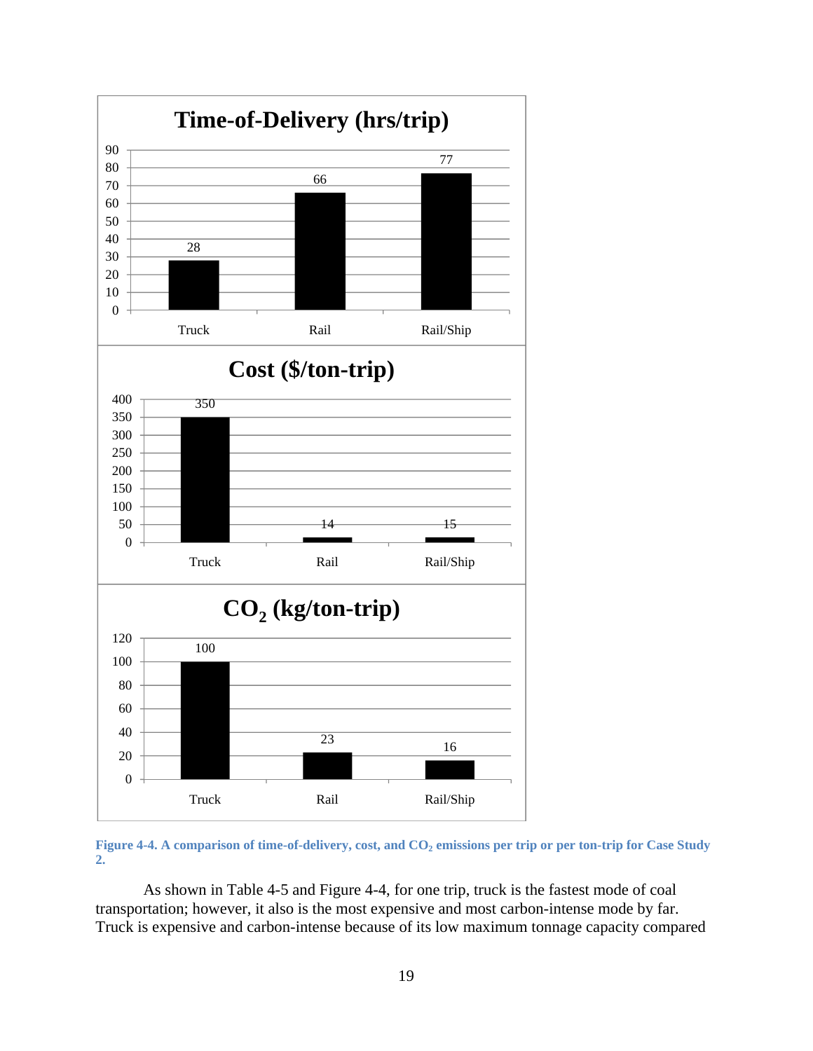**Time-of-Delivery (hrs/trip)**

| | Truck | Rail | Rail/Ship |
|---|---|---|---|
| Time-of-Delivery (hrs/trip) | 28 | 66 | 77 |

**Cost ($/ton-trip)**

| | Truck | Rail | Rail/Ship |
|---|---|---|---|
| Cost ($/ton-trip) | 350 | 14 | 15 |

**$CO_2$ (kg/ton-trip)**

| | Truck | Rail | Rail/Ship |
|---|---|---|---|
| $CO_2$ (kg/ton-trip) | 100 | 23 | 16 |

Figure 4-4. A comparison of time-of-delivery, cost, and $CO_2$ emissions per trip or per ton-trip for Case Study 2.

As shown in Table 4-5 and Figure 4-4, for one trip, truck is the fastest mode of coal transportation; however, it also is the most expensive and most carbon-intense mode by far. Truck is expensive and carbon-intense because of its low maximum tonnage capacity compared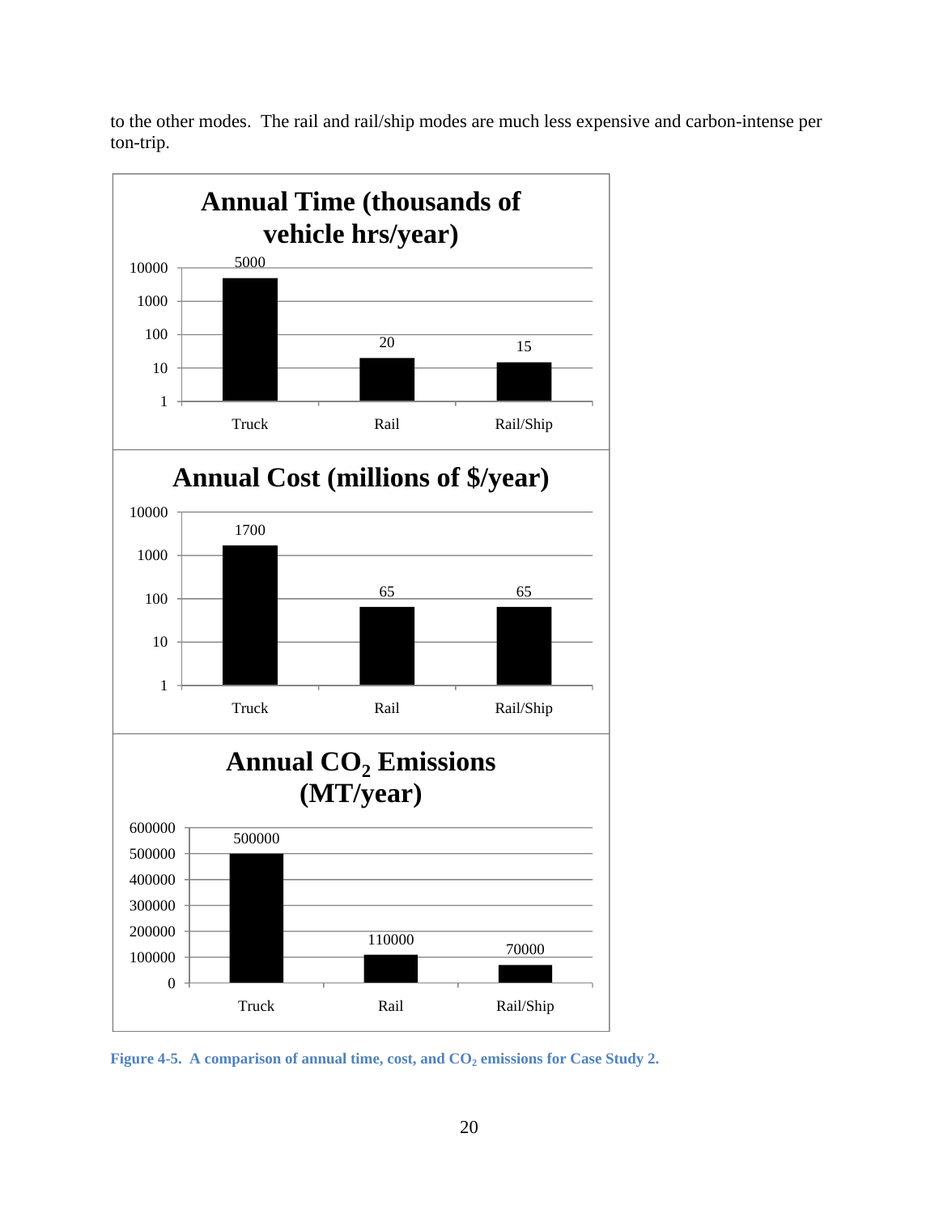to the other modes. The rail and rail/ship modes are much less expensive and carbon-intense per ton-trip.

**Annual Time (thousands of vehicle hrs/year)**

| Mode | Annual Time |
|---|---|
| Truck | 5000 |
| Rail | 20 |
| Rail/Ship | 15 |

**Annual Cost (millions of $/year)**

| Mode | Annual Cost |
|---|---|
| Truck | 1700 |
| Rail | 65 |
| Rail/Ship | 65 |

**Annual $CO_2$ Emissions (MT/year)**

| Mode | Annual $CO_2$ Emissions |
|---|---|
| Truck | 500000 |
| Rail | 110000 |
| Rail/Ship | 70000 |

**Figure 4-5. A comparison of annual time, cost, and $CO_2$ emissions for Case Study 2.**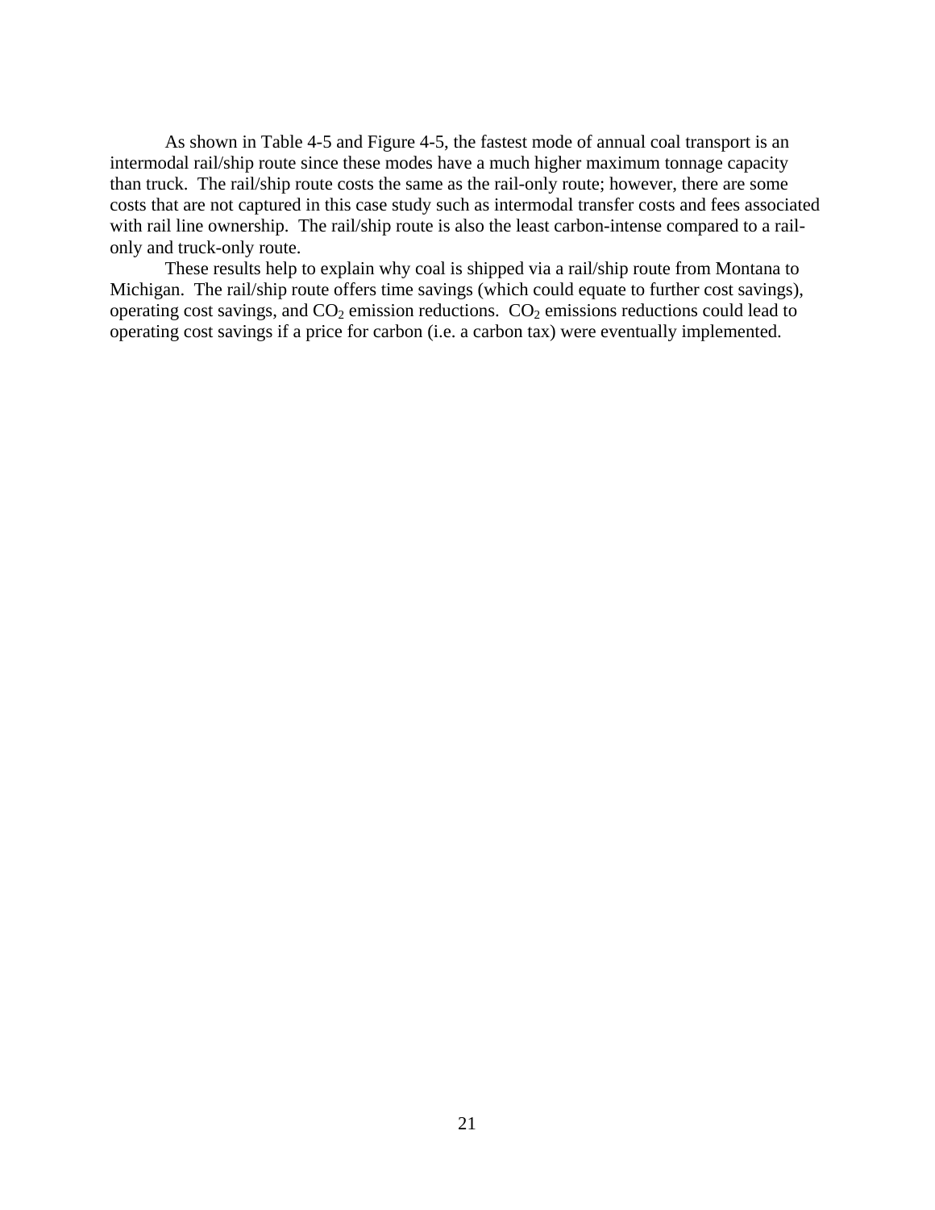As shown in Table 4-5 and Figure 4-5, the fastest mode of annual coal transport is an intermodal rail/ship route since these modes have a much higher maximum tonnage capacity than truck. The rail/ship route costs the same as the rail-only route; however, there are some costs that are not captured in this case study such as intermodal transfer costs and fees associated with rail line ownership. The rail/ship route is also the least carbon-intense compared to a rail-only and truck-only route.

These results help to explain why coal is shipped via a rail/ship route from Montana to Michigan. The rail/ship route offers time savings (which could equate to further cost savings), operating cost savings, and $CO_2$ emission reductions. $CO_2$ emissions reductions could lead to operating cost savings if a price for carbon (i.e. a carbon tax) were eventually implemented.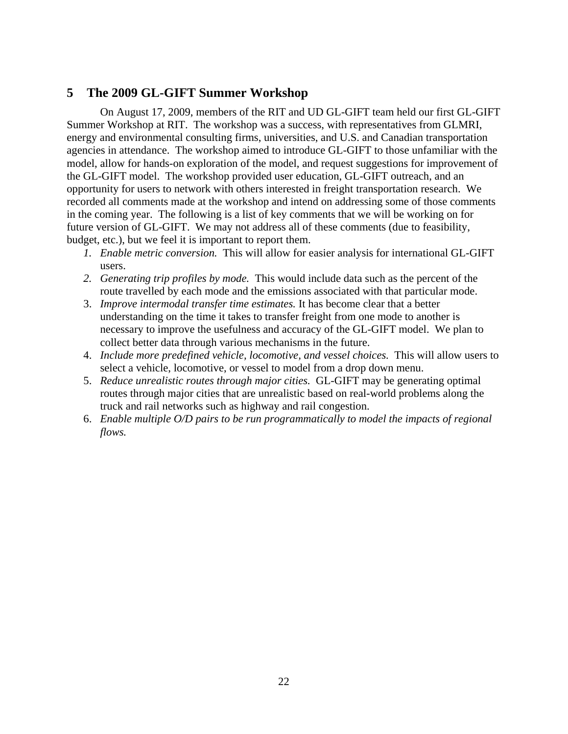## 5 The 2009 GL-GIFT Summer Workshop

On August 17, 2009, members of the RIT and UD GL-GIFT team held our first GL-GIFT Summer Workshop at RIT. The workshop was a success, with representatives from GLMRI, energy and environmental consulting firms, universities, and U.S. and Canadian transportation agencies in attendance. The workshop aimed to introduce GL-GIFT to those unfamiliar with the model, allow for hands-on exploration of the model, and request suggestions for improvement of the GL-GIFT model. The workshop provided user education, GL-GIFT outreach, and an opportunity for users to network with others interested in freight transportation research. We recorded all comments made at the workshop and intend on addressing some of those comments in the coming year. The following is a list of key comments that we will be working on for future version of GL-GIFT. We may not address all of these comments (due to feasibility, budget, etc.), but we feel it is important to report them.

1. *Enable metric conversion.* This will allow for easier analysis for international GL-GIFT users.
2. *Generating trip profiles by mode.* This would include data such as the percent of the route travelled by each mode and the emissions associated with that particular mode.
3. *Improve intermodal transfer time estimates.* It has become clear that a better understanding on the time it takes to transfer freight from one mode to another is necessary to improve the usefulness and accuracy of the GL-GIFT model. We plan to collect better data through various mechanisms in the future.
4. *Include more predefined vehicle, locomotive, and vessel choices.* This will allow users to select a vehicle, locomotive, or vessel to model from a drop down menu.
5. *Reduce unrealistic routes through major cities.* GL-GIFT may be generating optimal routes through major cities that are unrealistic based on real-world problems along the truck and rail networks such as highway and rail congestion.
6. *Enable multiple O/D pairs to be run programmatically to model the impacts of regional flows.*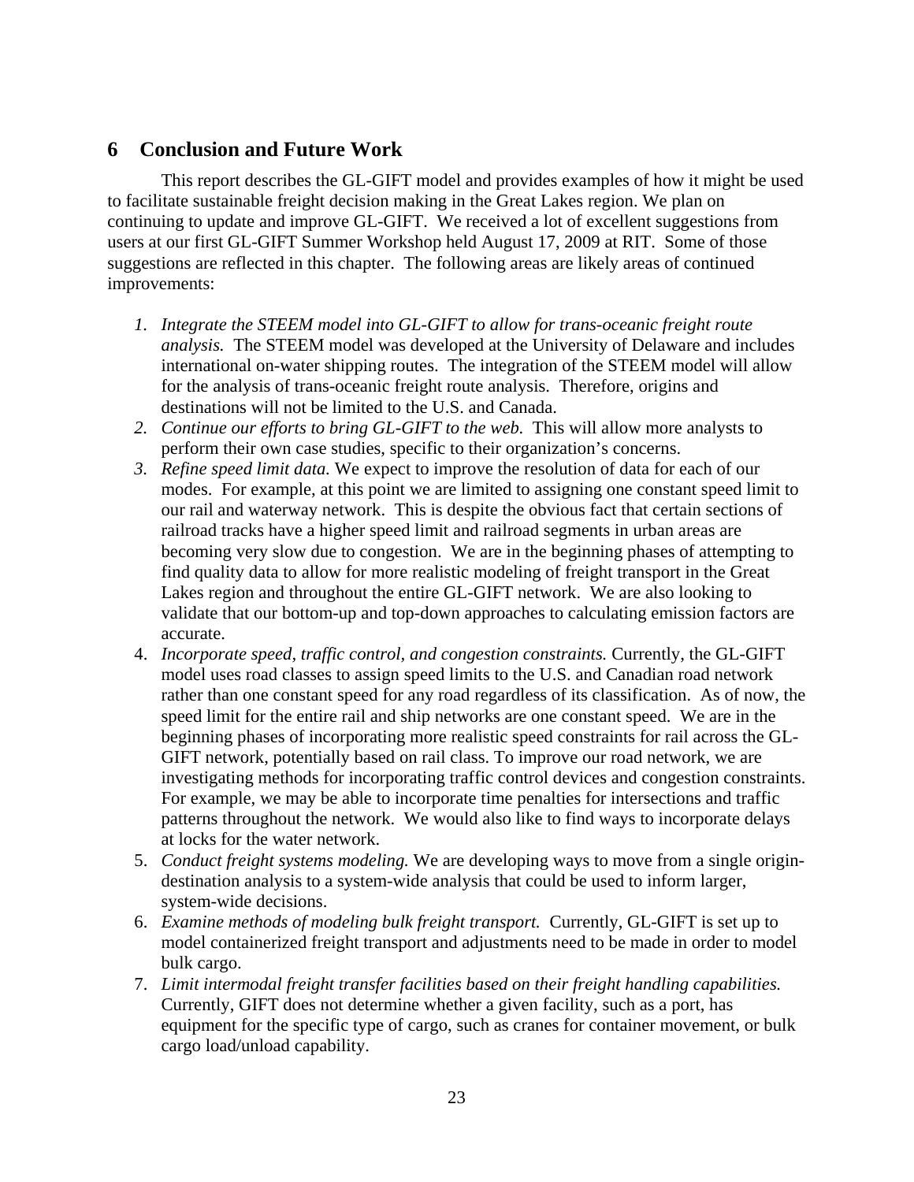# 6 Conclusion and Future Work

This report describes the GL-GIFT model and provides examples of how it might be used to facilitate sustainable freight decision making in the Great Lakes region. We plan on continuing to update and improve GL-GIFT. We received a lot of excellent suggestions from users at our first GL-GIFT Summer Workshop held August 17, 2009 at RIT. Some of those suggestions are reflected in this chapter. The following areas are likely areas of continued improvements:

1. *Integrate the STEEM model into GL-GIFT to allow for trans-oceanic freight route analysis.* The STEEM model was developed at the University of Delaware and includes international on-water shipping routes. The integration of the STEEM model will allow for the analysis of trans-oceanic freight route analysis. Therefore, origins and destinations will not be limited to the U.S. and Canada.
2. *Continue our efforts to bring GL-GIFT to the web.* This will allow more analysts to perform their own case studies, specific to their organization's concerns.
3. *Refine speed limit data.* We expect to improve the resolution of data for each of our modes. For example, at this point we are limited to assigning one constant speed limit to our rail and waterway network. This is despite the obvious fact that certain sections of railroad tracks have a higher speed limit and railroad segments in urban areas are becoming very slow due to congestion. We are in the beginning phases of attempting to find quality data to allow for more realistic modeling of freight transport in the Great Lakes region and throughout the entire GL-GIFT network. We are also looking to validate that our bottom-up and top-down approaches to calculating emission factors are accurate.
4. *Incorporate speed, traffic control, and congestion constraints.* Currently, the GL-GIFT model uses road classes to assign speed limits to the U.S. and Canadian road network rather than one constant speed for any road regardless of its classification. As of now, the speed limit for the entire rail and ship networks are one constant speed. We are in the beginning phases of incorporating more realistic speed constraints for rail across the GL-GIFT network, potentially based on rail class. To improve our road network, we are investigating methods for incorporating traffic control devices and congestion constraints. For example, we may be able to incorporate time penalties for intersections and traffic patterns throughout the network. We would also like to find ways to incorporate delays at locks for the water network.
5. *Conduct freight systems modeling.* We are developing ways to move from a single origin-destination analysis to a system-wide analysis that could be used to inform larger, system-wide decisions.
6. *Examine methods of modeling bulk freight transport.* Currently, GL-GIFT is set up to model containerized freight transport and adjustments need to be made in order to model bulk cargo.
7. *Limit intermodal freight transfer facilities based on their freight handling capabilities.* Currently, GIFT does not determine whether a given facility, such as a port, has equipment for the specific type of cargo, such as cranes for container movement, or bulk cargo load/unload capability.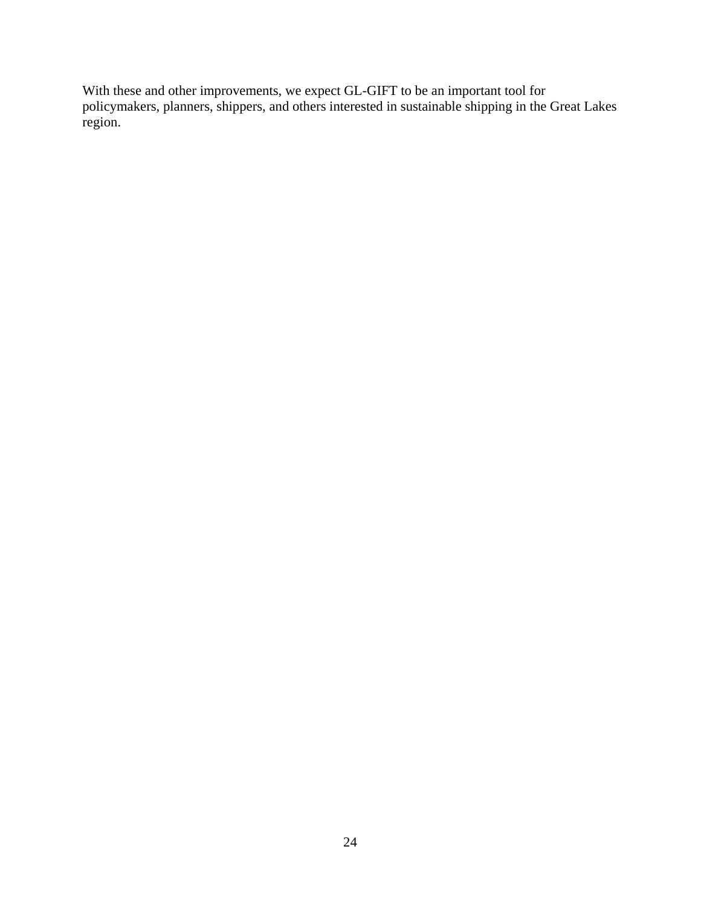With these and other improvements, we expect GL-GIFT to be an important tool for policymakers, planners, shippers, and others interested in sustainable shipping in the Great Lakes region.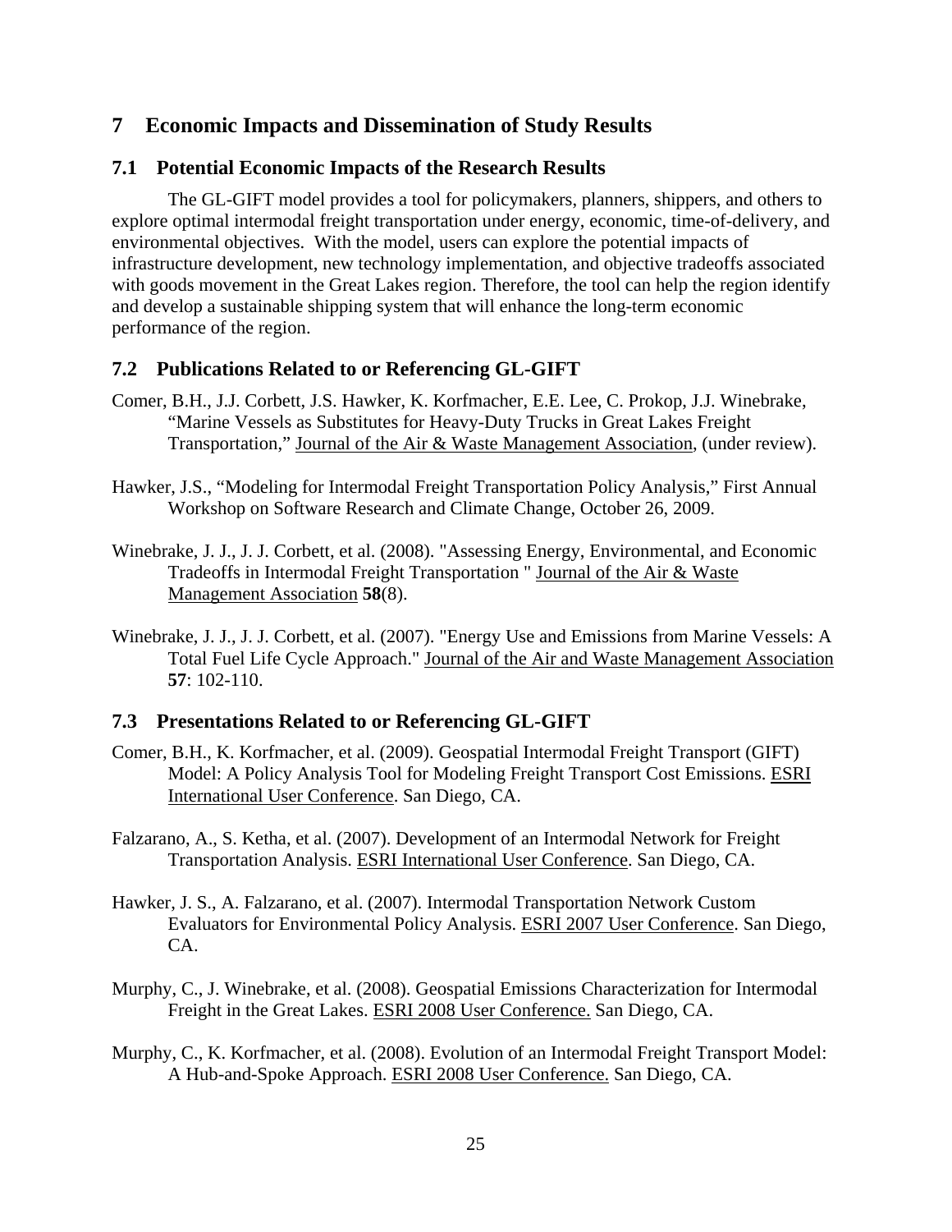# 7 Economic Impacts and Dissemination of Study Results

## 7.1 Potential Economic Impacts of the Research Results

The GL-GIFT model provides a tool for policymakers, planners, shippers, and others to explore optimal intermodal freight transportation under energy, economic, time-of-delivery, and environmental objectives. With the model, users can explore the potential impacts of infrastructure development, new technology implementation, and objective tradeoffs associated with goods movement in the Great Lakes region. Therefore, the tool can help the region identify and develop a sustainable shipping system that will enhance the long-term economic performance of the region.

## 7.2 Publications Related to or Referencing GL-GIFT

Comer, B.H., J.J. Corbett, J.S. Hawker, K. Korfmacher, E.E. Lee, C. Prokop, J.J. Winebrake, "Marine Vessels as Substitutes for Heavy-Duty Trucks in Great Lakes Freight Transportation," Journal of the Air & Waste Management Association, (under review).

Hawker, J.S., "Modeling for Intermodal Freight Transportation Policy Analysis," First Annual Workshop on Software Research and Climate Change, October 26, 2009.

Winebrake, J. J., J. J. Corbett, et al. (2008). "Assessing Energy, Environmental, and Economic Tradeoffs in Intermodal Freight Transportation " Journal of the Air & Waste Management Association **58**(8).

Winebrake, J. J., J. J. Corbett, et al. (2007). "Energy Use and Emissions from Marine Vessels: A Total Fuel Life Cycle Approach." Journal of the Air and Waste Management Association **57**: 102-110.

## 7.3 Presentations Related to or Referencing GL-GIFT

Comer, B.H., K. Korfmacher, et al. (2009). Geospatial Intermodal Freight Transport (GIFT) Model: A Policy Analysis Tool for Modeling Freight Transport Cost Emissions. ESRI International User Conference. San Diego, CA.

Falzarano, A., S. Ketha, et al. (2007). Development of an Intermodal Network for Freight Transportation Analysis. ESRI International User Conference. San Diego, CA.

Hawker, J. S., A. Falzarano, et al. (2007). Intermodal Transportation Network Custom Evaluators for Environmental Policy Analysis. ESRI 2007 User Conference. San Diego, CA.

Murphy, C., J. Winebrake, et al. (2008). Geospatial Emissions Characterization for Intermodal Freight in the Great Lakes. ESRI 2008 User Conference. San Diego, CA.

Murphy, C., K. Korfmacher, et al. (2008). Evolution of an Intermodal Freight Transport Model: A Hub-and-Spoke Approach. ESRI 2008 User Conference. San Diego, CA.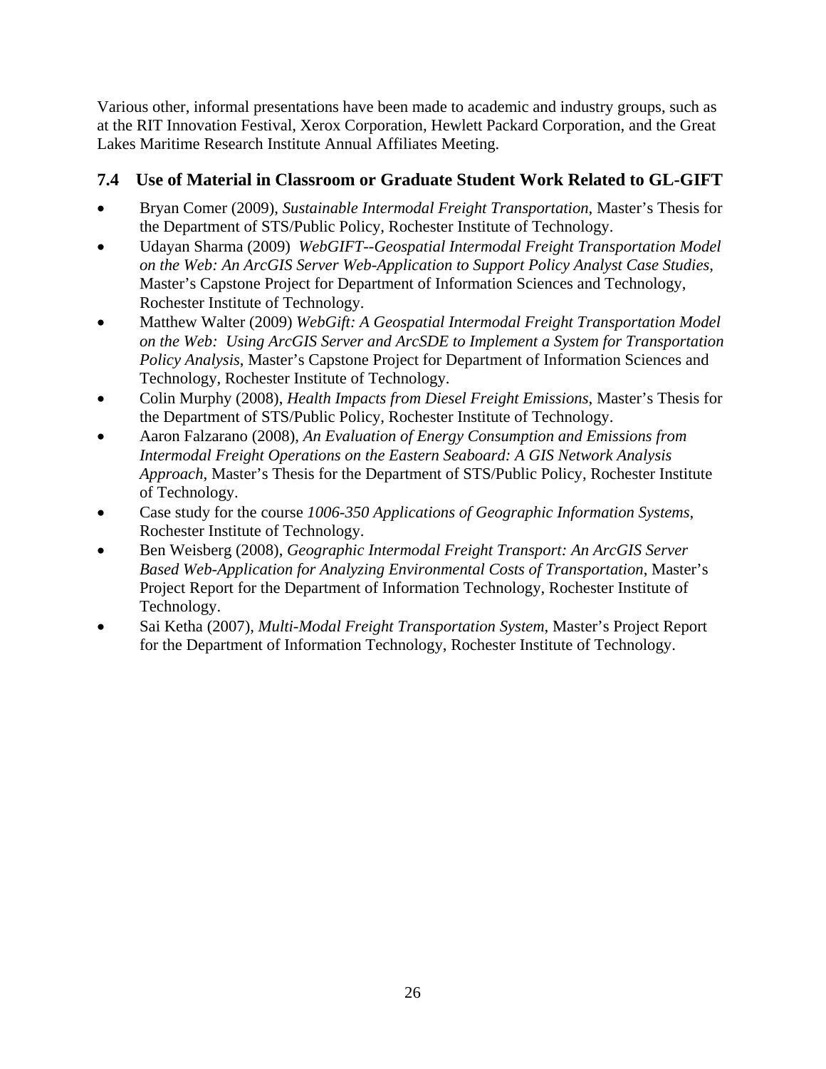Various other, informal presentations have been made to academic and industry groups, such as at the RIT Innovation Festival, Xerox Corporation, Hewlett Packard Corporation, and the Great Lakes Maritime Research Institute Annual Affiliates Meeting.

### 7.4 Use of Material in Classroom or Graduate Student Work Related to GL-GIFT

- Bryan Comer (2009), *Sustainable Intermodal Freight Transportation*, Master's Thesis for the Department of STS/Public Policy, Rochester Institute of Technology.
- Udayan Sharma (2009) *WebGIFT--Geospatial Intermodal Freight Transportation Model on the Web: An ArcGIS Server Web-Application to Support Policy Analyst Case Studies*, Master's Capstone Project for Department of Information Sciences and Technology, Rochester Institute of Technology.
- Matthew Walter (2009) *WebGift: A Geospatial Intermodal Freight Transportation Model on the Web: Using ArcGIS Server and ArcSDE to Implement a System for Transportation Policy Analysis*, Master's Capstone Project for Department of Information Sciences and Technology, Rochester Institute of Technology.
- Colin Murphy (2008), *Health Impacts from Diesel Freight Emissions*, Master's Thesis for the Department of STS/Public Policy, Rochester Institute of Technology.
- Aaron Falzarano (2008), *An Evaluation of Energy Consumption and Emissions from Intermodal Freight Operations on the Eastern Seaboard: A GIS Network Analysis Approach*, Master's Thesis for the Department of STS/Public Policy, Rochester Institute of Technology.
- Case study for the course *1006-350 Applications of Geographic Information Systems*, Rochester Institute of Technology.
- Ben Weisberg (2008), *Geographic Intermodal Freight Transport: An ArcGIS Server Based Web-Application for Analyzing Environmental Costs of Transportation*, Master's Project Report for the Department of Information Technology, Rochester Institute of Technology.
- Sai Ketha (2007), *Multi-Modal Freight Transportation System*, Master's Project Report for the Department of Information Technology, Rochester Institute of Technology.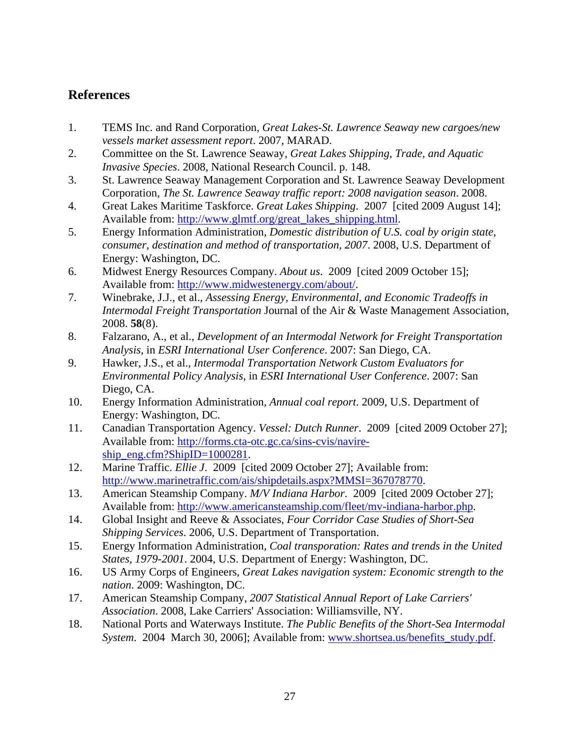## References

1. TEMS Inc. and Rand Corporation, *Great Lakes-St. Lawrence Seaway new cargoes/new vessels market assessment report*. 2007, MARAD.
2. Committee on the St. Lawrence Seaway, *Great Lakes Shipping, Trade, and Aquatic Invasive Species*. 2008, National Research Council. p. 148.
3. St. Lawrence Seaway Management Corporation and St. Lawrence Seaway Development Corporation, *The St. Lawrence Seaway traffic report: 2008 navigation season*. 2008.
4. Great Lakes Maritime Taskforce. *Great Lakes Shipping*. 2007 [cited 2009 August 14]; Available from: http://www.glmtf.org/great_lakes_shipping.html.
5. Energy Information Administration, *Domestic distribution of U.S. coal by origin state, consumer, destination and method of transportation, 2007*. 2008, U.S. Department of Energy: Washington, DC.
6. Midwest Energy Resources Company. *About us*. 2009 [cited 2009 October 15]; Available from: http://www.midwestenergy.com/about/.
7. Winebrake, J.J., et al., *Assessing Energy, Environmental, and Economic Tradeoffs in Intermodal Freight Transportation* Journal of the Air & Waste Management Association, 2008. **58**(8).
8. Falzarano, A., et al., *Development of an Intermodal Network for Freight Transportation Analysis*, in *ESRI International User Conference*. 2007: San Diego, CA.
9. Hawker, J.S., et al., *Intermodal Transportation Network Custom Evaluators for Environmental Policy Analysis*, in *ESRI International User Conference*. 2007: San Diego, CA.
10. Energy Information Administration, *Annual coal report*. 2009, U.S. Department of Energy: Washington, DC.
11. Canadian Transportation Agency. *Vessel: Dutch Runner*. 2009 [cited 2009 October 27]; Available from: http://forms.cta-otc.gc.ca/sins-cvis/navire-ship_eng.cfm?ShipID=1000281.
12. Marine Traffic. *Ellie J*. 2009 [cited 2009 October 27]; Available from: http://www.marinetraffic.com/ais/shipdetails.aspx?MMSI=367078770.
13. American Steamship Company. *M/V Indiana Harbor*. 2009 [cited 2009 October 27]; Available from: http://www.americansteamship.com/fleet/mv-indiana-harbor.php.
14. Global Insight and Reeve & Associates, *Four Corridor Case Studies of Short-Sea Shipping Services*. 2006, U.S. Department of Transportation.
15. Energy Information Administration, *Coal transporation: Rates and trends in the United States, 1979-2001*. 2004, U.S. Department of Energy: Washington, DC.
16. US Army Corps of Engineers, *Great Lakes navigation system: Economic strength to the nation*. 2009: Washington, DC.
17. American Steamship Company, *2007 Statistical Annual Report of Lake Carriers' Association*. 2008, Lake Carriers' Association: Williamsville, NY.
18. National Ports and Waterways Institute. *The Public Benefits of the Short-Sea Intermodal System*. 2004 March 30, 2006]; Available from: www.shortsea.us/benefits_study.pdf.